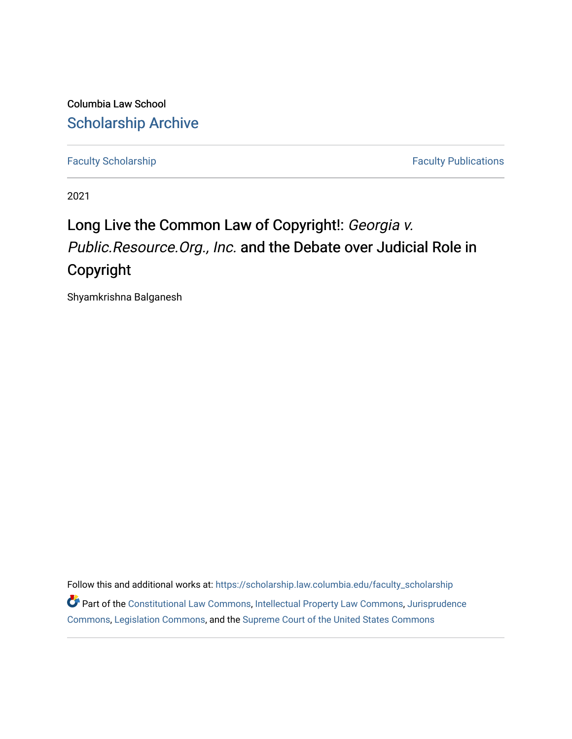Columbia Law School

# Scholarship Archive

Faculty Scholarship | Faculty Publications

2021

# Long Live the Common Law of Copyright!: *Georgia v. Public.Resource.Org., Inc.* and the Debate over Judicial Role in Copyright

Shyamkrishna Balganesh

Follow this and additional works at: https://scholarship.law.columbia.edu/faculty_scholarship

Part of the Constitutional Law Commons, Intellectual Property Law Commons, Jurisprudence Commons, Legislation Commons, and the Supreme Court of the United States Commons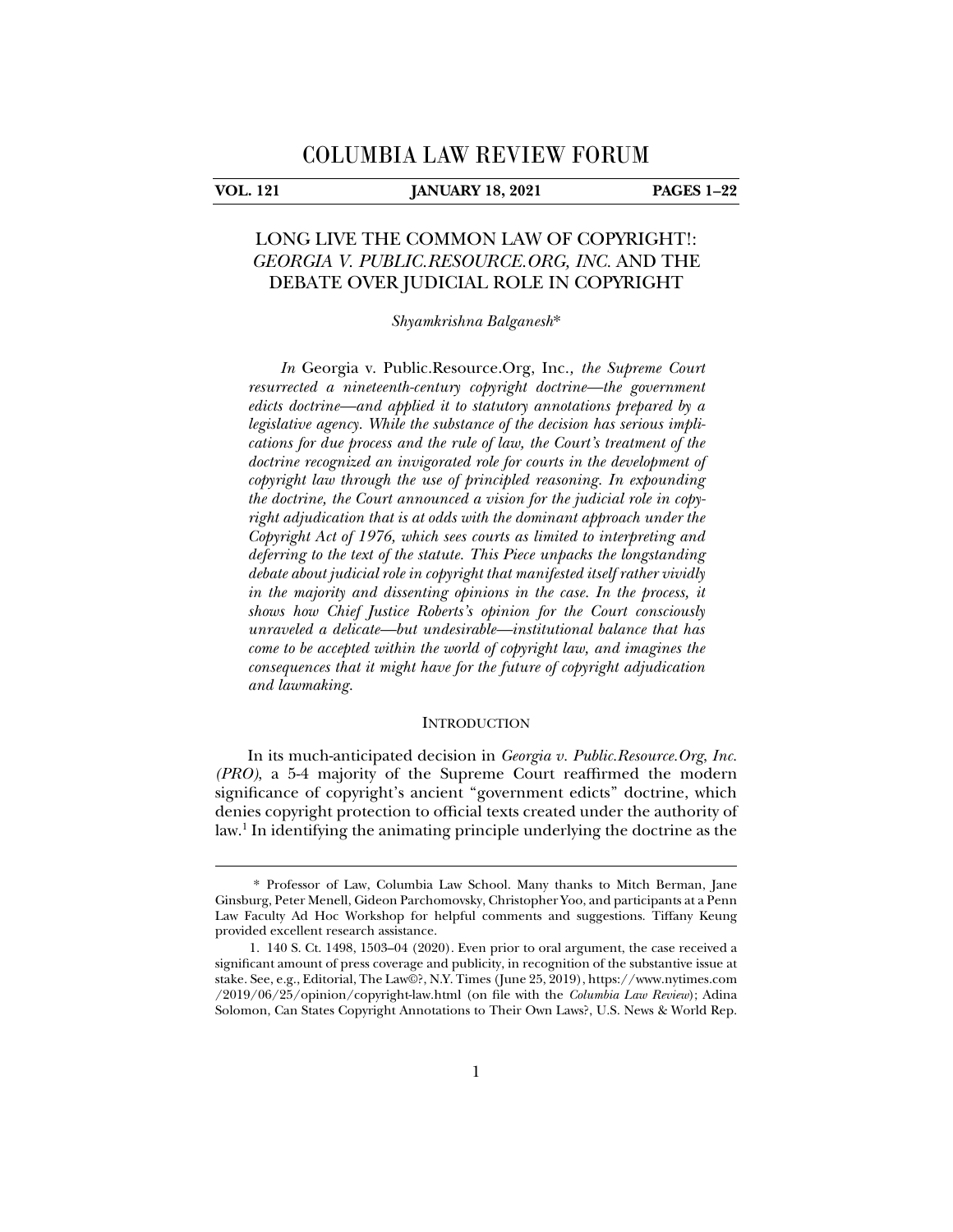# COLUMBIA LAW REVIEW FORUM

**VOL. 121** **JANUARY 18, 2021** **PAGES 1–22**

## LONG LIVE THE COMMON LAW OF COPYRIGHT!: *GEORGIA V. PUBLIC.RESOURCE.ORG, INC.* AND THE DEBATE OVER JUDICIAL ROLE IN COPYRIGHT

*Shyamkrishna Balganesh**

*In* Georgia v. Public.Resource.Org, Inc.*, the Supreme Court resurrected a nineteenth-century copyright doctrine—the government edicts doctrine—and applied it to statutory annotations prepared by a legislative agency. While the substance of the decision has serious implications for due process and the rule of law, the Court's treatment of the doctrine recognized an invigorated role for courts in the development of copyright law through the use of principled reasoning. In expounding the doctrine, the Court announced a vision for the judicial role in copyright adjudication that is at odds with the dominant approach under the Copyright Act of 1976, which sees courts as limited to interpreting and deferring to the text of the statute. This Piece unpacks the longstanding debate about judicial role in copyright that manifested itself rather vividly in the majority and dissenting opinions in the case. In the process, it shows how Chief Justice Roberts's opinion for the Court consciously unraveled a delicate—but undesirable—institutional balance that has come to be accepted within the world of copyright law, and imagines the consequences that it might have for the future of copyright adjudication and lawmaking.*

### INTRODUCTION

In its much-anticipated decision in *Georgia v. Public.Resource.Org, Inc. (PRO)*, a 5-4 majority of the Supreme Court reaffirmed the modern significance of copyright's ancient "government edicts" doctrine, which denies copyright protection to official texts created under the authority of law.[1] In identifying the animating principle underlying the doctrine as the

---

\* Professor of Law, Columbia Law School. Many thanks to Mitch Berman, Jane Ginsburg, Peter Menell, Gideon Parchomovsky, Christopher Yoo, and participants at a Penn Law Faculty Ad Hoc Workshop for helpful comments and suggestions. Tiffany Keung provided excellent research assistance.

1. 140 S. Ct. 1498, 1503–04 (2020). Even prior to oral argument, the case received a significant amount of press coverage and publicity, in recognition of the substantive issue at stake. See, e.g., Editorial, The Law©?, N.Y. Times (June 25, 2019), https://www.nytimes.com/2019/06/25/opinion/copyright-law.html (on file with the *Columbia Law Review*); Adina Solomon, Can States Copyright Annotations to Their Own Laws?, U.S. News & World Rep.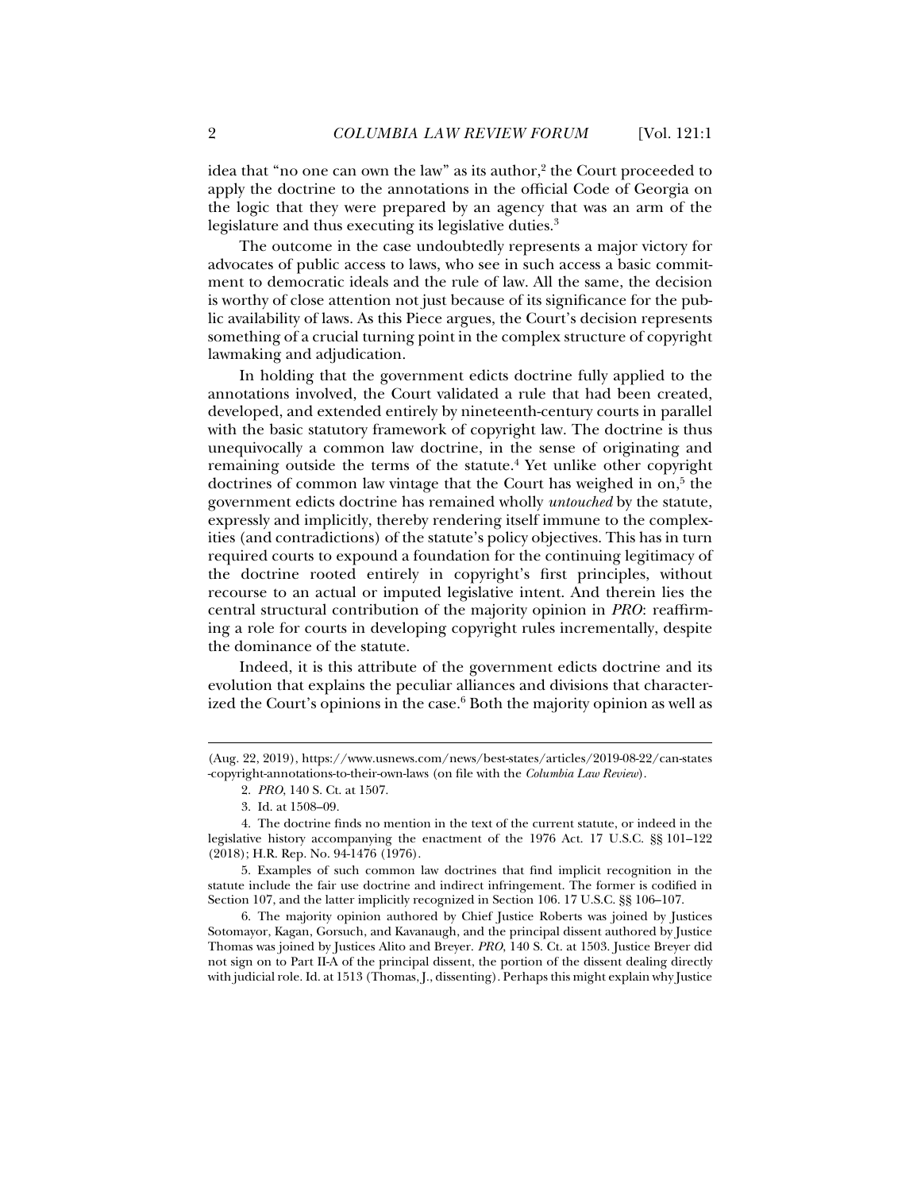idea that "no one can own the law" as its author,[2] the Court proceeded to apply the doctrine to the annotations in the official Code of Georgia on the logic that they were prepared by an agency that was an arm of the legislature and thus executing its legislative duties.[3]

The outcome in the case undoubtedly represents a major victory for advocates of public access to laws, who see in such access a basic commitment to democratic ideals and the rule of law. All the same, the decision is worthy of close attention not just because of its significance for the public availability of laws. As this Piece argues, the Court's decision represents something of a crucial turning point in the complex structure of copyright lawmaking and adjudication.

In holding that the government edicts doctrine fully applied to the annotations involved, the Court validated a rule that had been created, developed, and extended entirely by nineteenth-century courts in parallel with the basic statutory framework of copyright law. The doctrine is thus unequivocally a common law doctrine, in the sense of originating and remaining outside the terms of the statute.[4] Yet unlike other copyright doctrines of common law vintage that the Court has weighed in on,[5] the government edicts doctrine has remained wholly *untouched* by the statute, expressly and implicitly, thereby rendering itself immune to the complexities (and contradictions) of the statute's policy objectives. This has in turn required courts to expound a foundation for the continuing legitimacy of the doctrine rooted entirely in copyright's first principles, without recourse to an actual or imputed legislative intent. And therein lies the central structural contribution of the majority opinion in *PRO*: reaffirming a role for courts in developing copyright rules incrementally, despite the dominance of the statute.

Indeed, it is this attribute of the government edicts doctrine and its evolution that explains the peculiar alliances and divisions that characterized the Court's opinions in the case.[6] Both the majority opinion as well as

---

(Aug. 22, 2019), https://www.usnews.com/news/best-states/articles/2019-08-22/can-states-copyright-annotations-to-their-own-laws (on file with the *Columbia Law Review*).

2. *PRO*, 140 S. Ct. at 1507.

3. Id. at 1508–09.

4. The doctrine finds no mention in the text of the current statute, or indeed in the legislative history accompanying the enactment of the 1976 Act. 17 U.S.C. §§ 101–122 (2018); H.R. Rep. No. 94-1476 (1976).

5. Examples of such common law doctrines that find implicit recognition in the statute include the fair use doctrine and indirect infringement. The former is codified in Section 107, and the latter implicitly recognized in Section 106. 17 U.S.C. §§ 106–107.

6. The majority opinion authored by Chief Justice Roberts was joined by Justices Sotomayor, Kagan, Gorsuch, and Kavanaugh, and the principal dissent authored by Justice Thomas was joined by Justices Alito and Breyer. *PRO*, 140 S. Ct. at 1503. Justice Breyer did not sign on to Part II-A of the principal dissent, the portion of the dissent dealing directly with judicial role. Id. at 1513 (Thomas, J., dissenting). Perhaps this might explain why Justice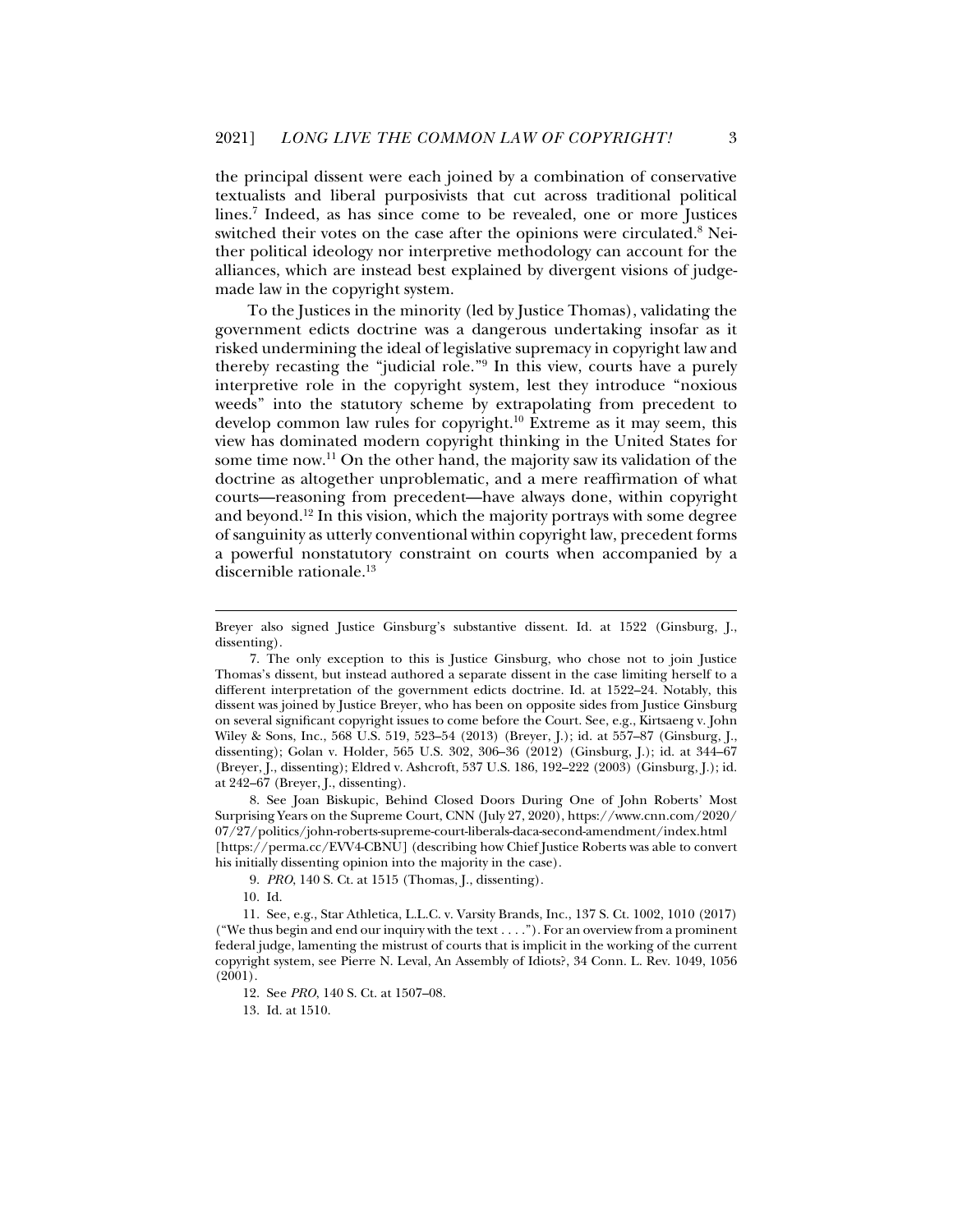the principal dissent were each joined by a combination of conservative textualists and liberal purposivists that cut across traditional political lines.[7] Indeed, as has since come to be revealed, one or more Justices switched their votes on the case after the opinions were circulated.[8] Neither political ideology nor interpretive methodology can account for the alliances, which are instead best explained by divergent visions of judge-made law in the copyright system.

To the Justices in the minority (led by Justice Thomas), validating the government edicts doctrine was a dangerous undertaking insofar as it risked undermining the ideal of legislative supremacy in copyright law and thereby recasting the "judicial role."[9] In this view, courts have a purely interpretive role in the copyright system, lest they introduce "noxious weeds" into the statutory scheme by extrapolating from precedent to develop common law rules for copyright.[10] Extreme as it may seem, this view has dominated modern copyright thinking in the United States for some time now.[11] On the other hand, the majority saw its validation of the doctrine as altogether unproblematic, and a mere reaffirmation of what courts—reasoning from precedent—have always done, within copyright and beyond.[12] In this vision, which the majority portrays with some degree of sanguinity as utterly conventional within copyright law, precedent forms a powerful nonstatutory constraint on courts when accompanied by a discernible rationale.[13]

---

Breyer also signed Justice Ginsburg's substantive dissent. Id. at 1522 (Ginsburg, J., dissenting).

7. The only exception to this is Justice Ginsburg, who chose not to join Justice Thomas's dissent, but instead authored a separate dissent in the case limiting herself to a different interpretation of the government edicts doctrine. Id. at 1522–24. Notably, this dissent was joined by Justice Breyer, who has been on opposite sides from Justice Ginsburg on several significant copyright issues to come before the Court. See, e.g., Kirtsaeng v. John Wiley & Sons, Inc., 568 U.S. 519, 523–54 (2013) (Breyer, J.); id. at 557–87 (Ginsburg, J., dissenting); Golan v. Holder, 565 U.S. 302, 306–36 (2012) (Ginsburg, J.); id. at 344–67 (Breyer, J., dissenting); Eldred v. Ashcroft, 537 U.S. 186, 192–222 (2003) (Ginsburg, J.); id. at 242–67 (Breyer, J., dissenting).

8. See Joan Biskupic, Behind Closed Doors During One of John Roberts' Most Surprising Years on the Supreme Court, CNN (July 27, 2020), https://www.cnn.com/2020/07/27/politics/john-roberts-supreme-court-liberals-daca-second-amendment/index.html [https://perma.cc/EVV4-CBNU] (describing how Chief Justice Roberts was able to convert his initially dissenting opinion into the majority in the case).

9. *PRO*, 140 S. Ct. at 1515 (Thomas, J., dissenting).

10. Id.

11. See, e.g., Star Athletica, L.L.C. v. Varsity Brands, Inc., 137 S. Ct. 1002, 1010 (2017) ("We thus begin and end our inquiry with the text . . . ."). For an overview from a prominent federal judge, lamenting the mistrust of courts that is implicit in the working of the current copyright system, see Pierre N. Leval, An Assembly of Idiots?, 34 Conn. L. Rev. 1049, 1056 (2001).

12. See *PRO*, 140 S. Ct. at 1507–08.

13. Id. at 1510.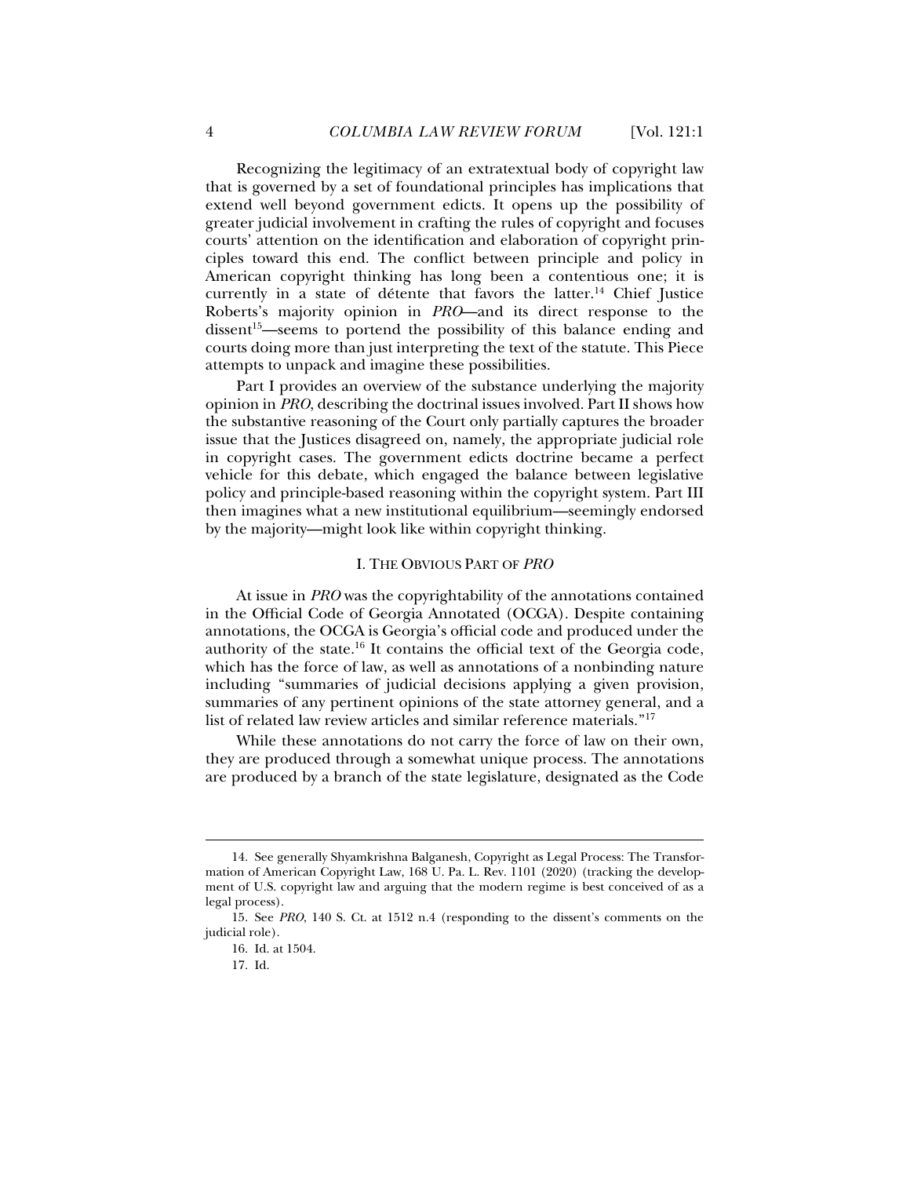Recognizing the legitimacy of an extratextual body of copyright law that is governed by a set of foundational principles has implications that extend well beyond government edicts. It opens up the possibility of greater judicial involvement in crafting the rules of copyright and focuses courts' attention on the identification and elaboration of copyright principles toward this end. The conflict between principle and policy in American copyright thinking has long been a contentious one; it is currently in a state of détente that favors the latter.[14] Chief Justice Roberts's majority opinion in *PRO*—and its direct response to the dissent[15]—seems to portend the possibility of this balance ending and courts doing more than just interpreting the text of the statute. This Piece attempts to unpack and imagine these possibilities.

Part I provides an overview of the substance underlying the majority opinion in *PRO*, describing the doctrinal issues involved. Part II shows how the substantive reasoning of the Court only partially captures the broader issue that the Justices disagreed on, namely, the appropriate judicial role in copyright cases. The government edicts doctrine became a perfect vehicle for this debate, which engaged the balance between legislative policy and principle-based reasoning within the copyright system. Part III then imagines what a new institutional equilibrium—seemingly endorsed by the majority—might look like within copyright thinking.

## I. THE OBVIOUS PART OF *PRO*

At issue in *PRO* was the copyrightability of the annotations contained in the Official Code of Georgia Annotated (OCGA). Despite containing annotations, the OCGA is Georgia's official code and produced under the authority of the state.[16] It contains the official text of the Georgia code, which has the force of law, as well as annotations of a nonbinding nature including "summaries of judicial decisions applying a given provision, summaries of any pertinent opinions of the state attorney general, and a list of related law review articles and similar reference materials."[17]

While these annotations do not carry the force of law on their own, they are produced through a somewhat unique process. The annotations are produced by a branch of the state legislature, designated as the Code

---

14. See generally Shyamkrishna Balganesh, Copyright as Legal Process: The Transformation of American Copyright Law, 168 U. Pa. L. Rev. 1101 (2020) (tracking the development of U.S. copyright law and arguing that the modern regime is best conceived of as a legal process).

15. See *PRO*, 140 S. Ct. at 1512 n.4 (responding to the dissent's comments on the judicial role).

16. Id. at 1504.

17. Id.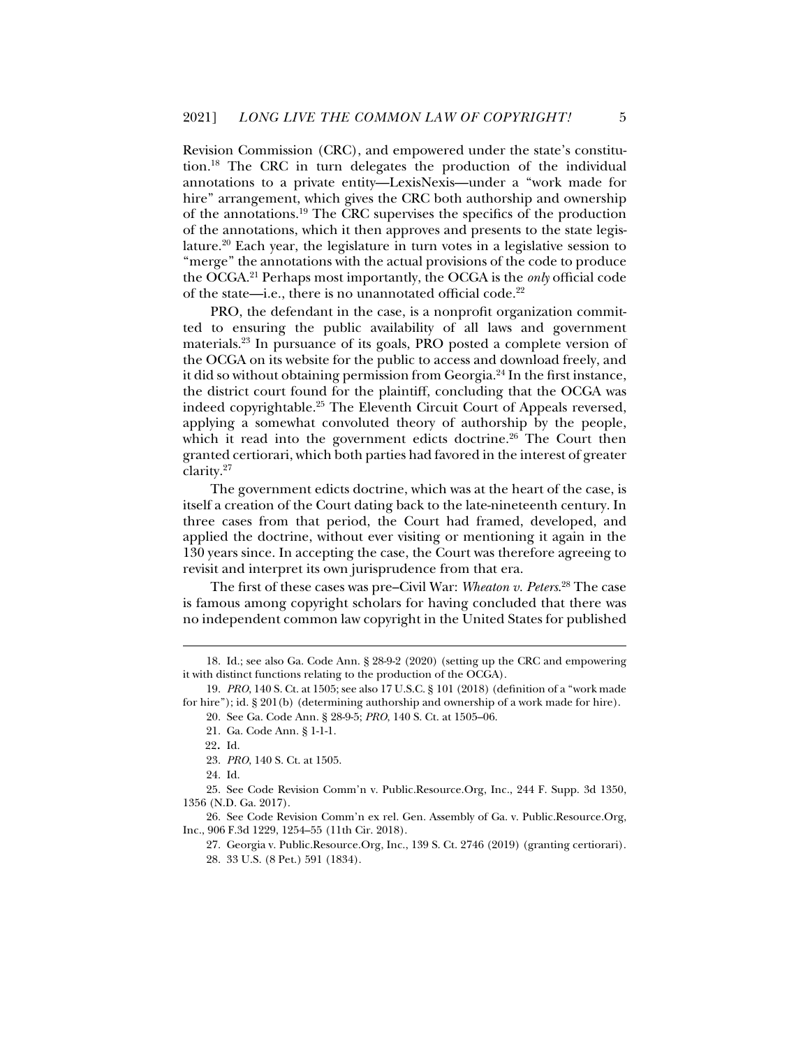Revision Commission (CRC), and empowered under the state's constitution.[18] The CRC in turn delegates the production of the individual annotations to a private entity—LexisNexis—under a "work made for hire" arrangement, which gives the CRC both authorship and ownership of the annotations.[19] The CRC supervises the specifics of the production of the annotations, which it then approves and presents to the state legislature.[20] Each year, the legislature in turn votes in a legislative session to "merge" the annotations with the actual provisions of the code to produce the OCGA.[21] Perhaps most importantly, the OCGA is the *only* official code of the state—i.e., there is no unannotated official code.[22]

PRO, the defendant in the case, is a nonprofit organization committed to ensuring the public availability of all laws and government materials.[23] In pursuance of its goals, PRO posted a complete version of the OCGA on its website for the public to access and download freely, and it did so without obtaining permission from Georgia.[24] In the first instance, the district court found for the plaintiff, concluding that the OCGA was indeed copyrightable.[25] The Eleventh Circuit Court of Appeals reversed, applying a somewhat convoluted theory of authorship by the people, which it read into the government edicts doctrine.[26] The Court then granted certiorari, which both parties had favored in the interest of greater clarity.[27]

The government edicts doctrine, which was at the heart of the case, is itself a creation of the Court dating back to the late-nineteenth century. In three cases from that period, the Court had framed, developed, and applied the doctrine, without ever visiting or mentioning it again in the 130 years since. In accepting the case, the Court was therefore agreeing to revisit and interpret its own jurisprudence from that era.

The first of these cases was pre–Civil War: *Wheaton v. Peters*.[28] The case is famous among copyright scholars for having concluded that there was no independent common law copyright in the United States for published

---

18. Id.; see also Ga. Code Ann. § 28-9-2 (2020) (setting up the CRC and empowering it with distinct functions relating to the production of the OCGA).

19. *PRO*, 140 S. Ct. at 1505; see also 17 U.S.C. § 101 (2018) (definition of a "work made for hire"); id. § 201(b) (determining authorship and ownership of a work made for hire).

20. See Ga. Code Ann. § 28-9-5; *PRO*, 140 S. Ct. at 1505–06.

21. Ga. Code Ann. § 1-1-1.

22. Id.

23. *PRO*, 140 S. Ct. at 1505.

24. Id.

25. See Code Revision Comm'n v. Public.Resource.Org, Inc., 244 F. Supp. 3d 1350, 1356 (N.D. Ga. 2017).

26. See Code Revision Comm'n ex rel. Gen. Assembly of Ga. v. Public.Resource.Org, Inc., 906 F.3d 1229, 1254–55 (11th Cir. 2018).

27. Georgia v. Public.Resource.Org, Inc., 139 S. Ct. 2746 (2019) (granting certiorari).

28. 33 U.S. (8 Pet.) 591 (1834).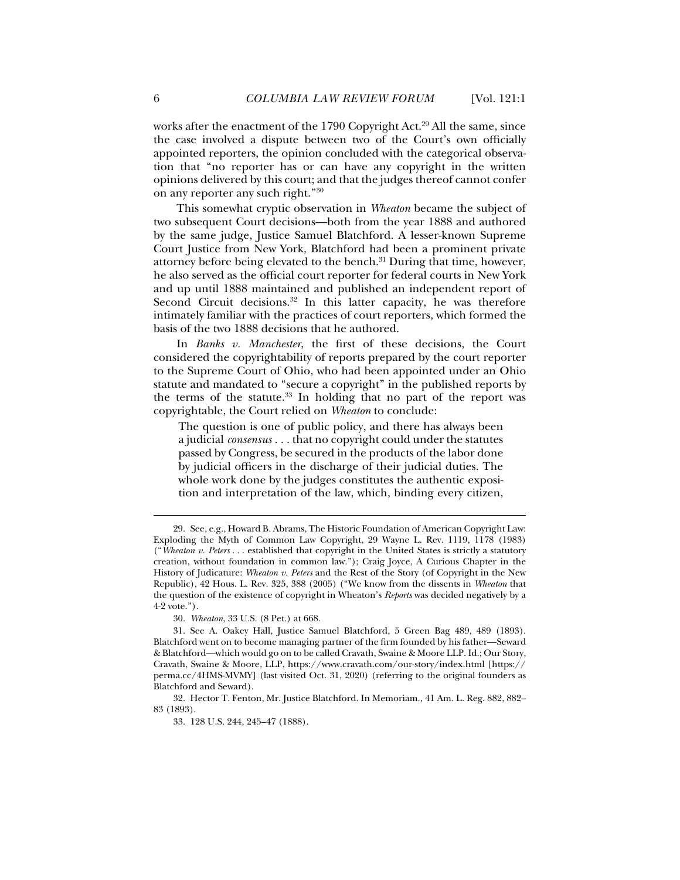works after the enactment of the 1790 Copyright Act.[29] All the same, since the case involved a dispute between two of the Court's own officially appointed reporters, the opinion concluded with the categorical observation that "no reporter has or can have any copyright in the written opinions delivered by this court; and that the judges thereof cannot confer on any reporter any such right."[30]

This somewhat cryptic observation in *Wheaton* became the subject of two subsequent Court decisions—both from the year 1888 and authored by the same judge, Justice Samuel Blatchford. A lesser-known Supreme Court Justice from New York, Blatchford had been a prominent private attorney before being elevated to the bench.[31] During that time, however, he also served as the official court reporter for federal courts in New York and up until 1888 maintained and published an independent report of Second Circuit decisions.[32] In this latter capacity, he was therefore intimately familiar with the practices of court reporters, which formed the basis of the two 1888 decisions that he authored.

In *Banks v. Manchester*, the first of these decisions, the Court considered the copyrightability of reports prepared by the court reporter to the Supreme Court of Ohio, who had been appointed under an Ohio statute and mandated to "secure a copyright" in the published reports by the terms of the statute.[33] In holding that no part of the report was copyrightable, the Court relied on *Wheaton* to conclude:

> The question is one of public policy, and there has always been a judicial *consensus* . . . that no copyright could under the statutes passed by Congress, be secured in the products of the labor done by judicial officers in the discharge of their judicial duties. The whole work done by the judges constitutes the authentic exposition and interpretation of the law, which, binding every citizen,

---

29. See, e.g., Howard B. Abrams, The Historic Foundation of American Copyright Law: Exploding the Myth of Common Law Copyright, 29 Wayne L. Rev. 1119, 1178 (1983) ("*Wheaton v. Peters* . . . established that copyright in the United States is strictly a statutory creation, without foundation in common law."); Craig Joyce, A Curious Chapter in the History of Judicature: *Wheaton v. Peters* and the Rest of the Story (of Copyright in the New Republic), 42 Hous. L. Rev. 325, 388 (2005) ("We know from the dissents in *Wheaton* that the question of the existence of copyright in Wheaton's *Reports* was decided negatively by a 4-2 vote.").

30. *Wheaton*, 33 U.S. (8 Pet.) at 668.

31. See A. Oakey Hall, Justice Samuel Blatchford, 5 Green Bag 489, 489 (1893). Blatchford went on to become managing partner of the firm founded by his father—Seward & Blatchford—which would go on to be called Cravath, Swaine & Moore LLP. Id.; Our Story, Cravath, Swaine & Moore, LLP, https://www.cravath.com/our-story/index.html [https://perma.cc/4HMS-MVMY] (last visited Oct. 31, 2020) (referring to the original founders as Blatchford and Seward).

32. Hector T. Fenton, Mr. Justice Blatchford. In Memoriam., 41 Am. L. Reg. 882, 882–83 (1893).

33. 128 U.S. 244, 245–47 (1888).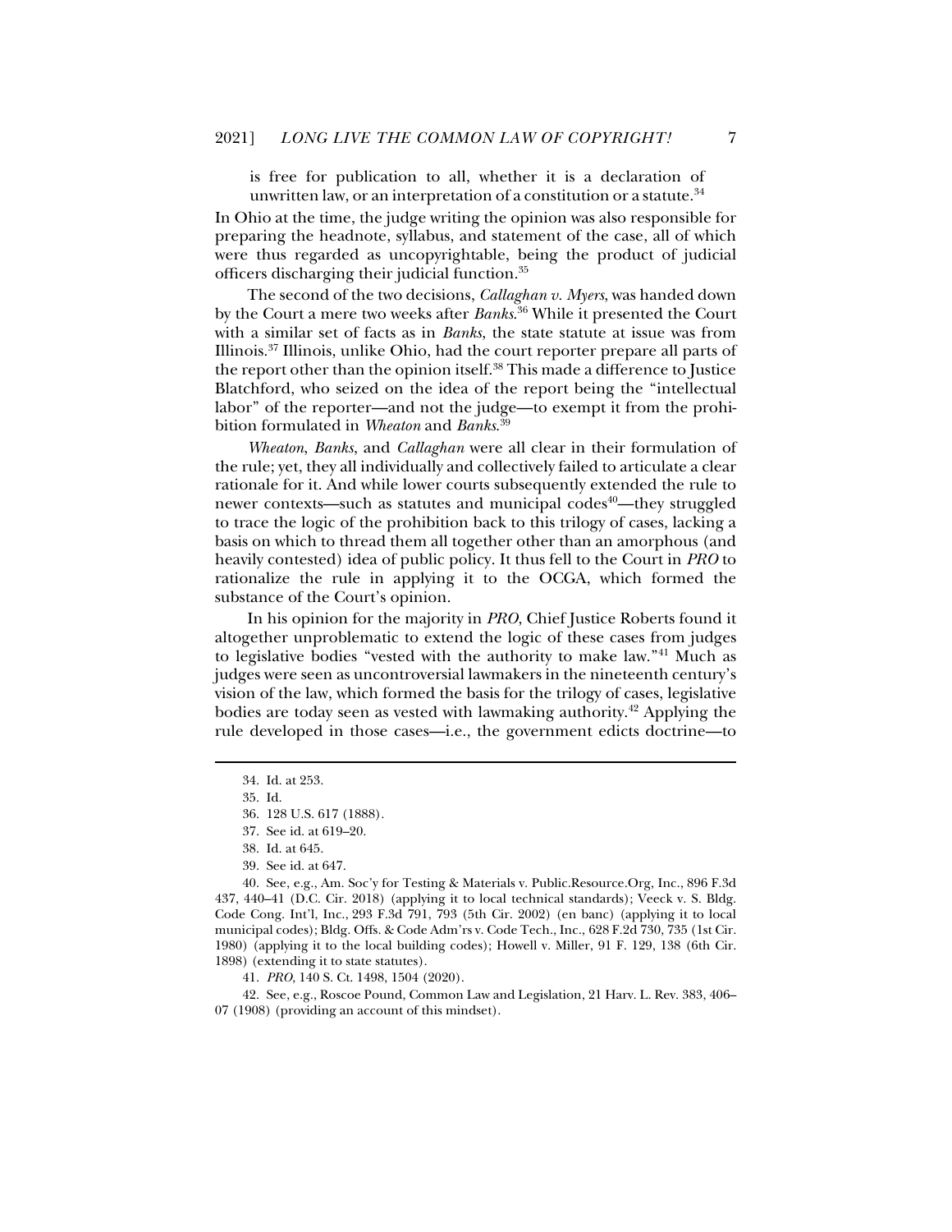is free for publication to all, whether it is a declaration of unwritten law, or an interpretation of a constitution or a statute.[34]

In Ohio at the time, the judge writing the opinion was also responsible for preparing the headnote, syllabus, and statement of the case, all of which were thus regarded as uncopyrightable, being the product of judicial officers discharging their judicial function.[35]

The second of the two decisions, *Callaghan v. Myers*, was handed down by the Court a mere two weeks after *Banks*.[36] While it presented the Court with a similar set of facts as in *Banks*, the state statute at issue was from Illinois.[37] Illinois, unlike Ohio, had the court reporter prepare all parts of the report other than the opinion itself.[38] This made a difference to Justice Blatchford, who seized on the idea of the report being the "intellectual labor" of the reporter—and not the judge—to exempt it from the prohibition formulated in *Wheaton* and *Banks*.[39]

*Wheaton*, *Banks*, and *Callaghan* were all clear in their formulation of the rule; yet, they all individually and collectively failed to articulate a clear rationale for it. And while lower courts subsequently extended the rule to newer contexts—such as statutes and municipal codes[40]—they struggled to trace the logic of the prohibition back to this trilogy of cases, lacking a basis on which to thread them all together other than an amorphous (and heavily contested) idea of public policy. It thus fell to the Court in *PRO* to rationalize the rule in applying it to the OCGA, which formed the substance of the Court's opinion.

In his opinion for the majority in *PRO*, Chief Justice Roberts found it altogether unproblematic to extend the logic of these cases from judges to legislative bodies "vested with the authority to make law."[41] Much as judges were seen as uncontroversial lawmakers in the nineteenth century's vision of the law, which formed the basis for the trilogy of cases, legislative bodies are today seen as vested with lawmaking authority.[42] Applying the rule developed in those cases—i.e., the government edicts doctrine—to

34. Id. at 253.

35. Id.

36. 128 U.S. 617 (1888).

37. See id. at 619–20.

38. Id. at 645.

39. See id. at 647.

40. See, e.g., Am. Soc'y for Testing & Materials v. Public.Resource.Org, Inc., 896 F.3d 437, 440–41 (D.C. Cir. 2018) (applying it to local technical standards); Veeck v. S. Bldg. Code Cong. Int'l, Inc., 293 F.3d 791, 793 (5th Cir. 2002) (en banc) (applying it to local municipal codes); Bldg. Offs. & Code Adm'rs v. Code Tech., Inc., 628 F.2d 730, 735 (1st Cir. 1980) (applying it to the local building codes); Howell v. Miller, 91 F. 129, 138 (6th Cir. 1898) (extending it to state statutes).

41. *PRO*, 140 S. Ct. 1498, 1504 (2020).

42. See, e.g., Roscoe Pound, Common Law and Legislation, 21 Harv. L. Rev. 383, 406–07 (1908) (providing an account of this mindset).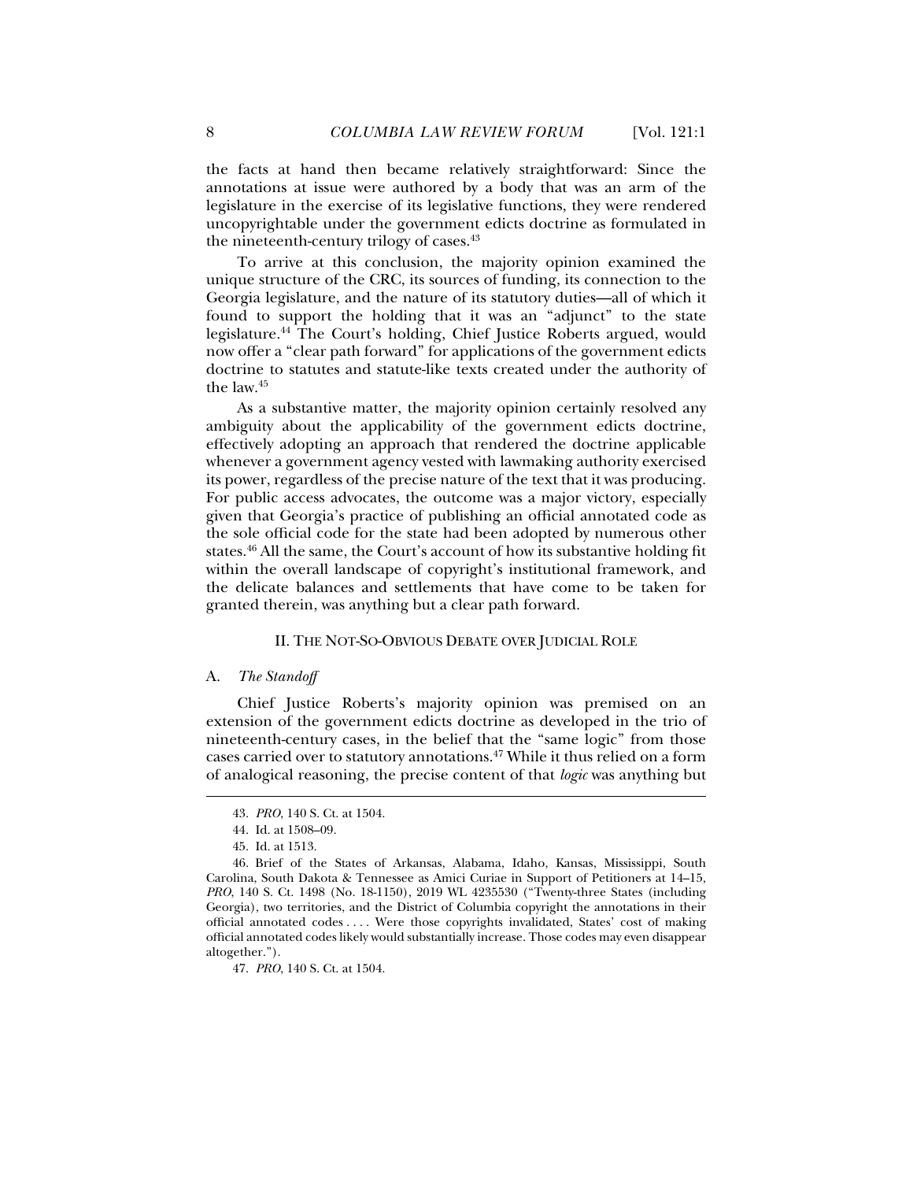the facts at hand then became relatively straightforward: Since the annotations at issue were authored by a body that was an arm of the legislature in the exercise of its legislative functions, they were rendered uncopyrightable under the government edicts doctrine as formulated in the nineteenth-century trilogy of cases.[43]

To arrive at this conclusion, the majority opinion examined the unique structure of the CRC, its sources of funding, its connection to the Georgia legislature, and the nature of its statutory duties—all of which it found to support the holding that it was an "adjunct" to the state legislature.[44] The Court's holding, Chief Justice Roberts argued, would now offer a "clear path forward" for applications of the government edicts doctrine to statutes and statute-like texts created under the authority of the law.[45]

As a substantive matter, the majority opinion certainly resolved any ambiguity about the applicability of the government edicts doctrine, effectively adopting an approach that rendered the doctrine applicable whenever a government agency vested with lawmaking authority exercised its power, regardless of the precise nature of the text that it was producing. For public access advocates, the outcome was a major victory, especially given that Georgia's practice of publishing an official annotated code as the sole official code for the state had been adopted by numerous other states.[46] All the same, the Court's account of how its substantive holding fit within the overall landscape of copyright's institutional framework, and the delicate balances and settlements that have come to be taken for granted therein, was anything but a clear path forward.

## II. The Not-So-Obvious Debate over Judicial Role

### A. *The Standoff*

Chief Justice Roberts's majority opinion was premised on an extension of the government edicts doctrine as developed in the trio of nineteenth-century cases, in the belief that the "same logic" from those cases carried over to statutory annotations.[47] While it thus relied on a form of analogical reasoning, the precise content of that *logic* was anything but

---

43. *PRO*, 140 S. Ct. at 1504.

44. Id. at 1508–09.

45. Id. at 1513.

46. Brief of the States of Arkansas, Alabama, Idaho, Kansas, Mississippi, South Carolina, South Dakota & Tennessee as Amici Curiae in Support of Petitioners at 14–15, *PRO*, 140 S. Ct. 1498 (No. 18-1150), 2019 WL 4235530 ("Twenty-three States (including Georgia), two territories, and the District of Columbia copyright the annotations in their official annotated codes . . . . Were those copyrights invalidated, States' cost of making official annotated codes likely would substantially increase. Those codes may even disappear altogether.").

47. *PRO*, 140 S. Ct. at 1504.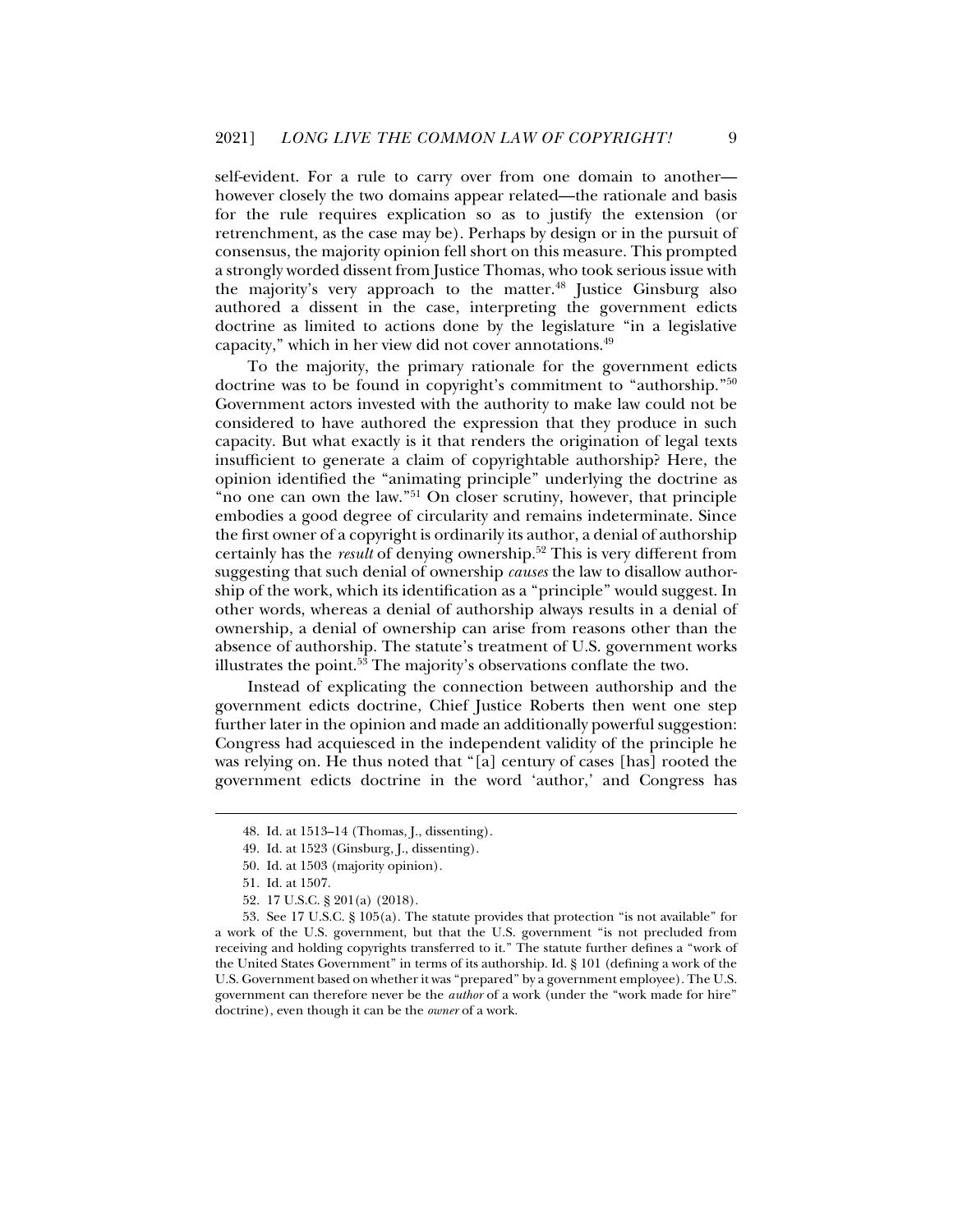self-evident. For a rule to carry over from one domain to another—however closely the two domains appear related—the rationale and basis for the rule requires explication so as to justify the extension (or retrenchment, as the case may be). Perhaps by design or in the pursuit of consensus, the majority opinion fell short on this measure. This prompted a strongly worded dissent from Justice Thomas, who took serious issue with the majority's very approach to the matter.[48] Justice Ginsburg also authored a dissent in the case, interpreting the government edicts doctrine as limited to actions done by the legislature "in a legislative capacity," which in her view did not cover annotations.[49]

To the majority, the primary rationale for the government edicts doctrine was to be found in copyright's commitment to "authorship."[50] Government actors invested with the authority to make law could not be considered to have authored the expression that they produce in such capacity. But what exactly is it that renders the origination of legal texts insufficient to generate a claim of copyrightable authorship? Here, the opinion identified the "animating principle" underlying the doctrine as "no one can own the law."[51] On closer scrutiny, however, that principle embodies a good degree of circularity and remains indeterminate. Since the first owner of a copyright is ordinarily its author, a denial of authorship certainly has the *result* of denying ownership.[52] This is very different from suggesting that such denial of ownership *causes* the law to disallow authorship of the work, which its identification as a "principle" would suggest. In other words, whereas a denial of authorship always results in a denial of ownership, a denial of ownership can arise from reasons other than the absence of authorship. The statute's treatment of U.S. government works illustrates the point.[53] The majority's observations conflate the two.

Instead of explicating the connection between authorship and the government edicts doctrine, Chief Justice Roberts then went one step further later in the opinion and made an additionally powerful suggestion: Congress had acquiesced in the independent validity of the principle he was relying on. He thus noted that "[a] century of cases [has] rooted the government edicts doctrine in the word 'author,' and Congress has

---

48. Id. at 1513–14 (Thomas, J., dissenting).

49. Id. at 1523 (Ginsburg, J., dissenting).

50. Id. at 1503 (majority opinion).

51. Id. at 1507.

52. 17 U.S.C. § 201(a) (2018).

53. See 17 U.S.C. § 105(a). The statute provides that protection "is not available" for a work of the U.S. government, but that the U.S. government "is not precluded from receiving and holding copyrights transferred to it." The statute further defines a "work of the United States Government" in terms of its authorship. Id. § 101 (defining a work of the U.S. Government based on whether it was "prepared" by a government employee). The U.S. government can therefore never be the *author* of a work (under the "work made for hire" doctrine), even though it can be the *owner* of a work.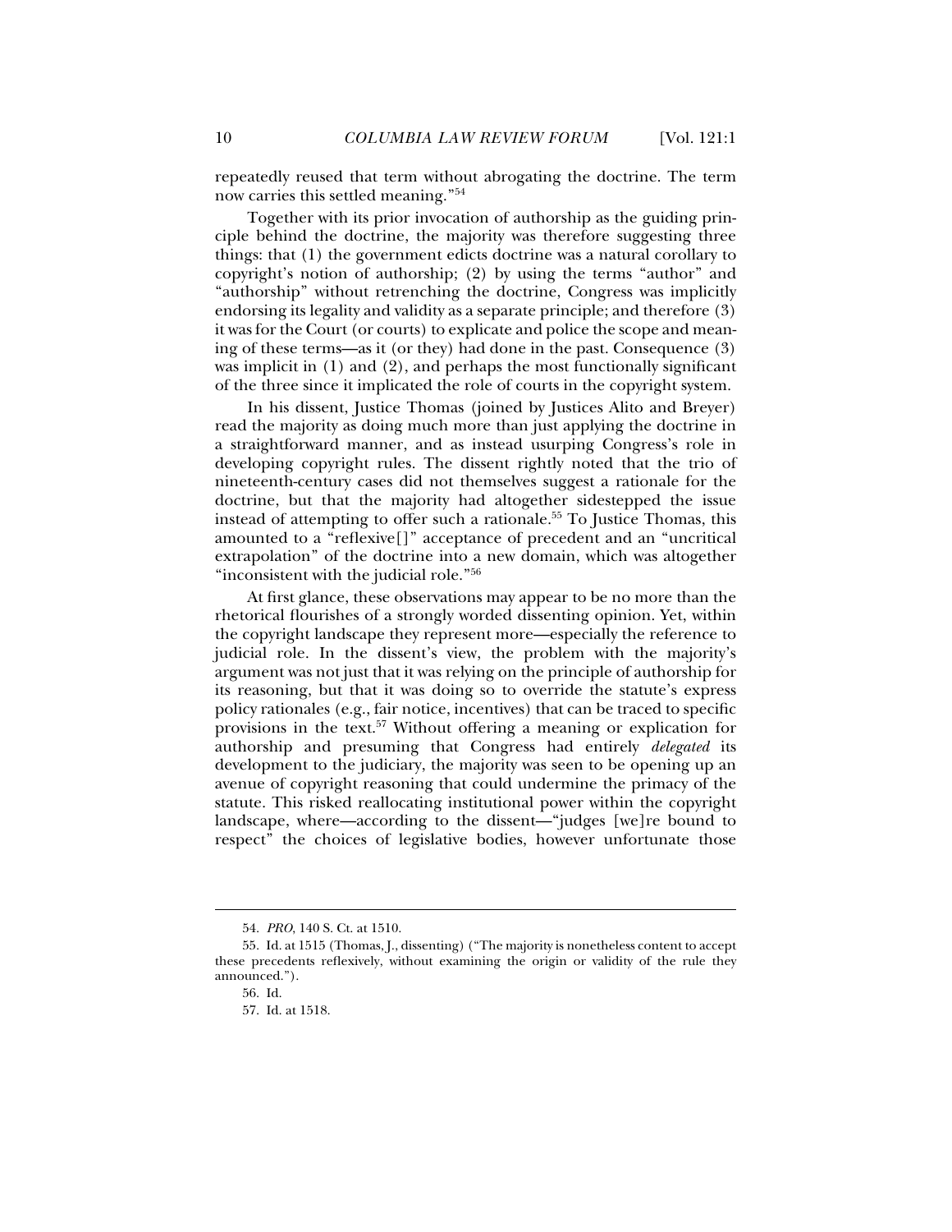repeatedly reused that term without abrogating the doctrine. The term now carries this settled meaning."[54]

Together with its prior invocation of authorship as the guiding principle behind the doctrine, the majority was therefore suggesting three things: that (1) the government edicts doctrine was a natural corollary to copyright's notion of authorship; (2) by using the terms "author" and "authorship" without retrenching the doctrine, Congress was implicitly endorsing its legality and validity as a separate principle; and therefore (3) it was for the Court (or courts) to explicate and police the scope and meaning of these terms—as it (or they) had done in the past. Consequence (3) was implicit in (1) and (2), and perhaps the most functionally significant of the three since it implicated the role of courts in the copyright system.

In his dissent, Justice Thomas (joined by Justices Alito and Breyer) read the majority as doing much more than just applying the doctrine in a straightforward manner, and as instead usurping Congress's role in developing copyright rules. The dissent rightly noted that the trio of nineteenth-century cases did not themselves suggest a rationale for the doctrine, but that the majority had altogether sidestepped the issue instead of attempting to offer such a rationale.[55] To Justice Thomas, this amounted to a "reflexive[]" acceptance of precedent and an "uncritical extrapolation" of the doctrine into a new domain, which was altogether "inconsistent with the judicial role."[56]

At first glance, these observations may appear to be no more than the rhetorical flourishes of a strongly worded dissenting opinion. Yet, within the copyright landscape they represent more—especially the reference to judicial role. In the dissent's view, the problem with the majority's argument was not just that it was relying on the principle of authorship for its reasoning, but that it was doing so to override the statute's express policy rationales (e.g., fair notice, incentives) that can be traced to specific provisions in the text.[57] Without offering a meaning or explication for authorship and presuming that Congress had entirely *delegated* its development to the judiciary, the majority was seen to be opening up an avenue of copyright reasoning that could undermine the primacy of the statute. This risked reallocating institutional power within the copyright landscape, where—according to the dissent—"judges [we]re bound to respect" the choices of legislative bodies, however unfortunate those

---

54. *PRO*, 140 S. Ct. at 1510.

55. Id. at 1515 (Thomas, J., dissenting) ("The majority is nonetheless content to accept these precedents reflexively, without examining the origin or validity of the rule they announced.").

56. Id.

57. Id. at 1518.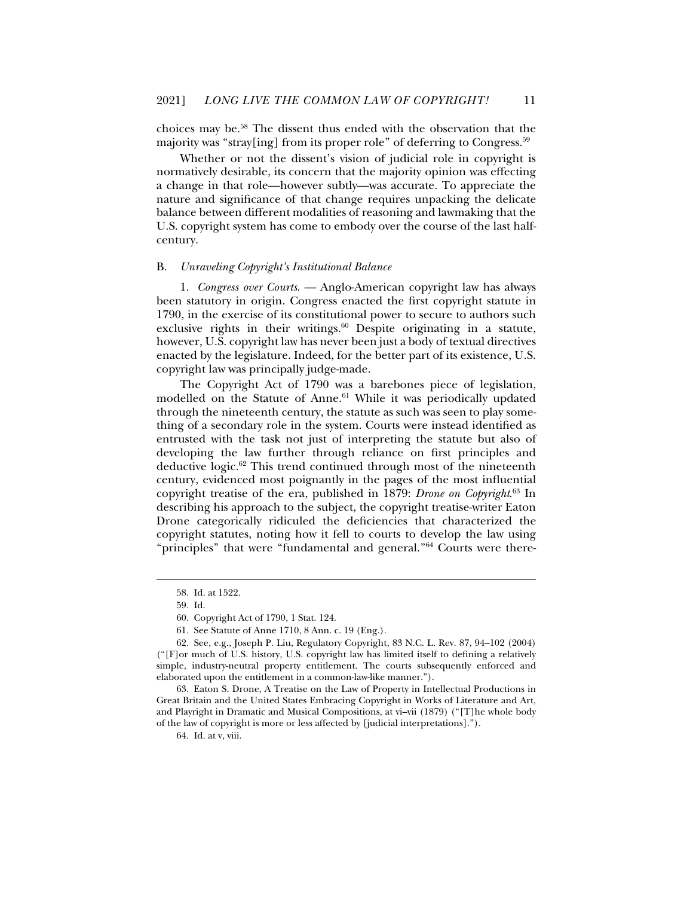choices may be.[58] The dissent thus ended with the observation that the majority was "stray[ing] from its proper role" of deferring to Congress.[59]

Whether or not the dissent's vision of judicial role in copyright is normatively desirable, its concern that the majority opinion was effecting a change in that role—however subtly—was accurate. To appreciate the nature and significance of that change requires unpacking the delicate balance between different modalities of reasoning and lawmaking that the U.S. copyright system has come to embody over the course of the last half-century.

### B. *Unraveling Copyright's Institutional Balance*

1. *Congress over Courts.* — Anglo-American copyright law has always been statutory in origin. Congress enacted the first copyright statute in 1790, in the exercise of its constitutional power to secure to authors such exclusive rights in their writings.[60] Despite originating in a statute, however, U.S. copyright law has never been just a body of textual directives enacted by the legislature. Indeed, for the better part of its existence, U.S. copyright law was principally judge-made.

The Copyright Act of 1790 was a barebones piece of legislation, modelled on the Statute of Anne.[61] While it was periodically updated through the nineteenth century, the statute as such was seen to play something of a secondary role in the system. Courts were instead identified as entrusted with the task not just of interpreting the statute but also of developing the law further through reliance on first principles and deductive logic.[62] This trend continued through most of the nineteenth century, evidenced most poignantly in the pages of the most influential copyright treatise of the era, published in 1879: *Drone on Copyright*.[63] In describing his approach to the subject, the copyright treatise-writer Eaton Drone categorically ridiculed the deficiencies that characterized the copyright statutes, noting how it fell to courts to develop the law using "principles" that were "fundamental and general."[64] Courts were there-

---

58. Id. at 1522.

59. Id.

60. Copyright Act of 1790, 1 Stat. 124.

61. See Statute of Anne 1710, 8 Ann. c. 19 (Eng.).

62. See, e.g., Joseph P. Liu, Regulatory Copyright, 83 N.C. L. Rev. 87, 94–102 (2004) ("[F]or much of U.S. history, U.S. copyright law has limited itself to defining a relatively simple, industry-neutral property entitlement. The courts subsequently enforced and elaborated upon the entitlement in a common-law-like manner.").

63. Eaton S. Drone, A Treatise on the Law of Property in Intellectual Productions in Great Britain and the United States Embracing Copyright in Works of Literature and Art, and Playright in Dramatic and Musical Compositions, at vi–vii (1879) ("[T]he whole body of the law of copyright is more or less affected by [judicial interpretations].").

64. Id. at v, viii.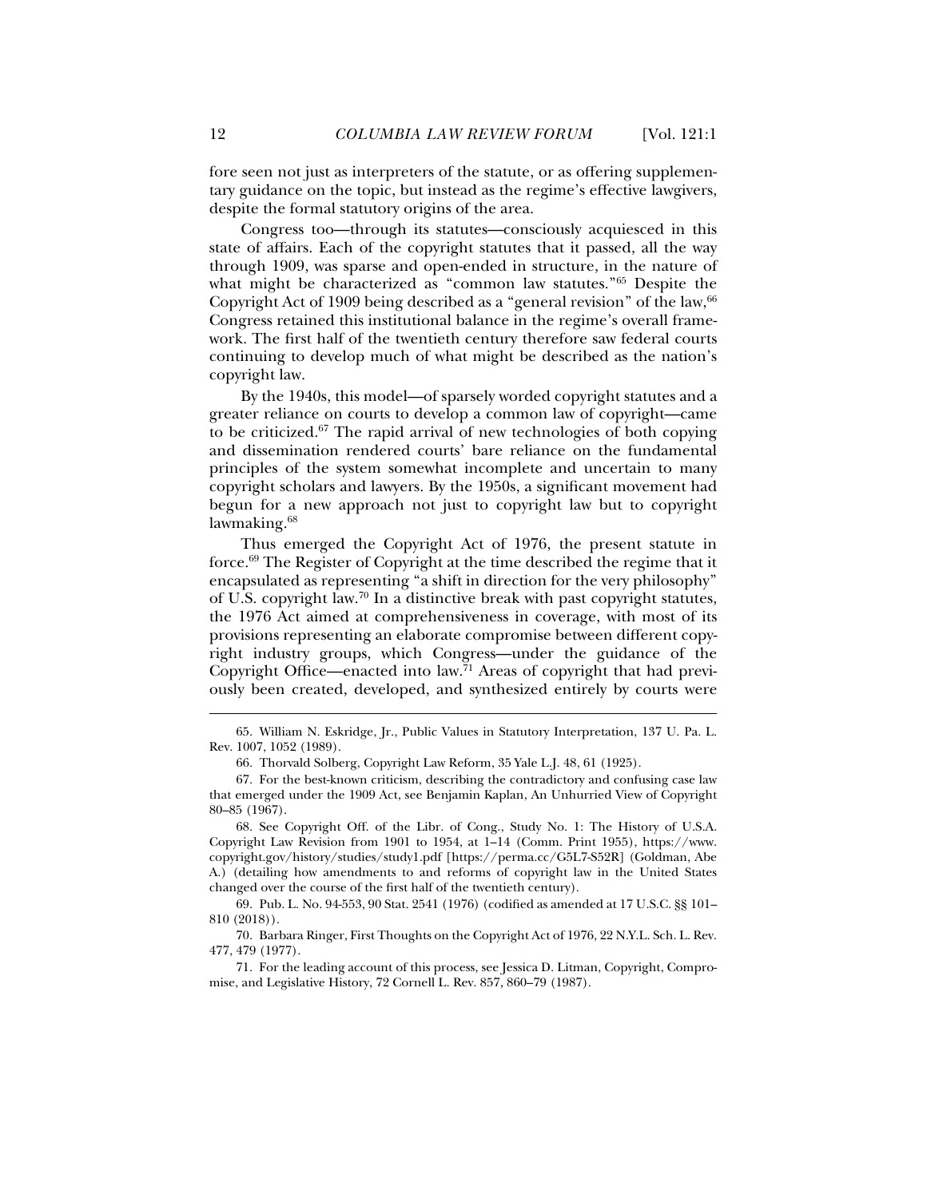fore seen not just as interpreters of the statute, or as offering supplementary guidance on the topic, but instead as the regime's effective lawgivers, despite the formal statutory origins of the area.

Congress too—through its statutes—consciously acquiesced in this state of affairs. Each of the copyright statutes that it passed, all the way through 1909, was sparse and open-ended in structure, in the nature of what might be characterized as "common law statutes."[65] Despite the Copyright Act of 1909 being described as a "general revision" of the law,[66] Congress retained this institutional balance in the regime's overall framework. The first half of the twentieth century therefore saw federal courts continuing to develop much of what might be described as the nation's copyright law.

By the 1940s, this model—of sparsely worded copyright statutes and a greater reliance on courts to develop a common law of copyright—came to be criticized.[67] The rapid arrival of new technologies of both copying and dissemination rendered courts' bare reliance on the fundamental principles of the system somewhat incomplete and uncertain to many copyright scholars and lawyers. By the 1950s, a significant movement had begun for a new approach not just to copyright law but to copyright lawmaking.[68]

Thus emerged the Copyright Act of 1976, the present statute in force.[69] The Register of Copyright at the time described the regime that it encapsulated as representing "a shift in direction for the very philosophy" of U.S. copyright law.[70] In a distinctive break with past copyright statutes, the 1976 Act aimed at comprehensiveness in coverage, with most of its provisions representing an elaborate compromise between different copyright industry groups, which Congress—under the guidance of the Copyright Office—enacted into law.[71] Areas of copyright that had previously been created, developed, and synthesized entirely by courts were

---

65. William N. Eskridge, Jr., Public Values in Statutory Interpretation, 137 U. Pa. L. Rev. 1007, 1052 (1989).

66. Thorvald Solberg, Copyright Law Reform, 35 Yale L.J. 48, 61 (1925).

67. For the best-known criticism, describing the contradictory and confusing case law that emerged under the 1909 Act, see Benjamin Kaplan, An Unhurried View of Copyright 80–85 (1967).

68. See Copyright Off. of the Libr. of Cong., Study No. 1: The History of U.S.A. Copyright Law Revision from 1901 to 1954, at 1–14 (Comm. Print 1955), https://www.copyright.gov/history/studies/study1.pdf [https://perma.cc/G5L7-S52R] (Goldman, Abe A.) (detailing how amendments to and reforms of copyright law in the United States changed over the course of the first half of the twentieth century).

69. Pub. L. No. 94-553, 90 Stat. 2541 (1976) (codified as amended at 17 U.S.C. §§ 101–810 (2018)).

70. Barbara Ringer, First Thoughts on the Copyright Act of 1976, 22 N.Y.L. Sch. L. Rev. 477, 479 (1977).

71. For the leading account of this process, see Jessica D. Litman, Copyright, Compromise, and Legislative History, 72 Cornell L. Rev. 857, 860–79 (1987).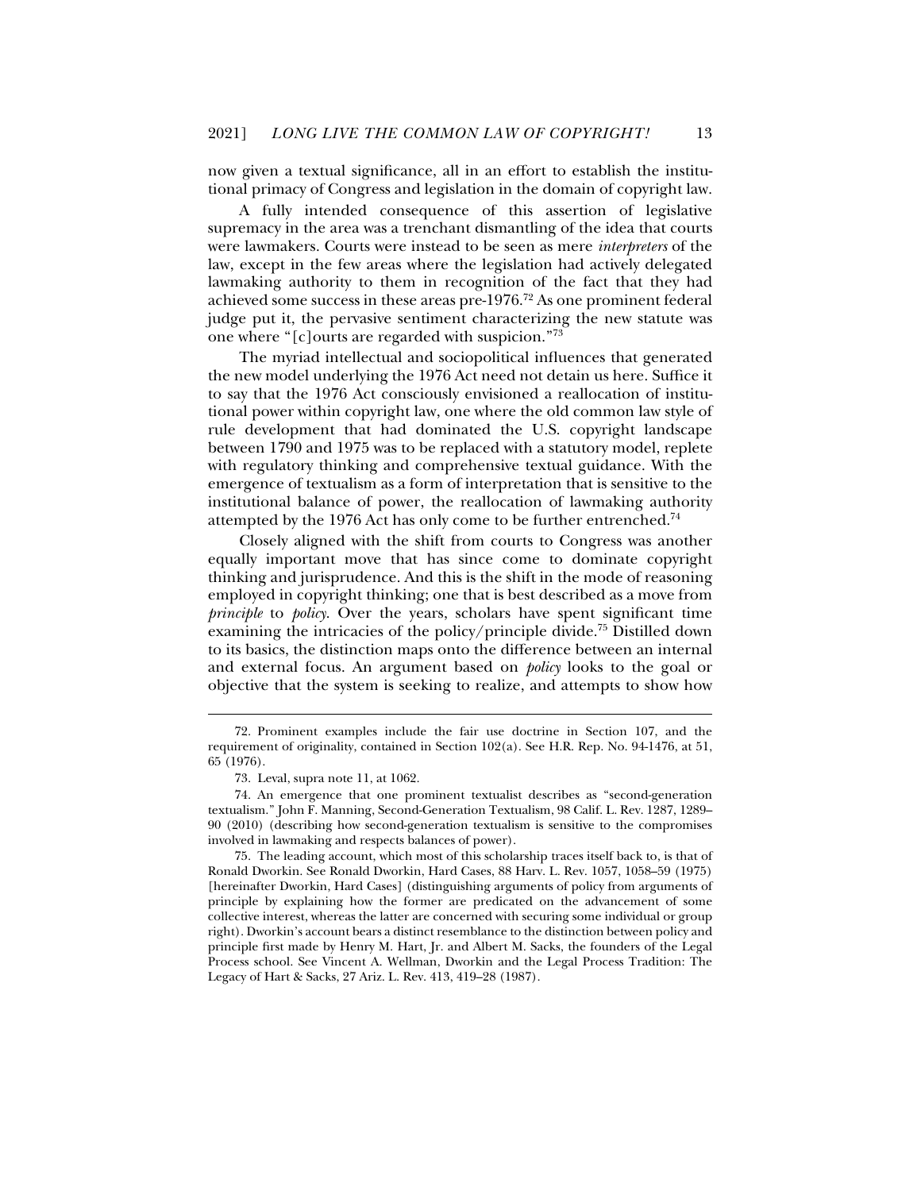now given a textual significance, all in an effort to establish the institutional primacy of Congress and legislation in the domain of copyright law.

A fully intended consequence of this assertion of legislative supremacy in the area was a trenchant dismantling of the idea that courts were lawmakers. Courts were instead to be seen as mere *interpreters* of the law, except in the few areas where the legislation had actively delegated lawmaking authority to them in recognition of the fact that they had achieved some success in these areas pre-1976.[72] As one prominent federal judge put it, the pervasive sentiment characterizing the new statute was one where "[c]ourts are regarded with suspicion."[73]

The myriad intellectual and sociopolitical influences that generated the new model underlying the 1976 Act need not detain us here. Suffice it to say that the 1976 Act consciously envisioned a reallocation of institutional power within copyright law, one where the old common law style of rule development that had dominated the U.S. copyright landscape between 1790 and 1975 was to be replaced with a statutory model, replete with regulatory thinking and comprehensive textual guidance. With the emergence of textualism as a form of interpretation that is sensitive to the institutional balance of power, the reallocation of lawmaking authority attempted by the 1976 Act has only come to be further entrenched.[74]

Closely aligned with the shift from courts to Congress was another equally important move that has since come to dominate copyright thinking and jurisprudence. And this is the shift in the mode of reasoning employed in copyright thinking; one that is best described as a move from *principle* to *policy*. Over the years, scholars have spent significant time examining the intricacies of the policy/principle divide.[75] Distilled down to its basics, the distinction maps onto the difference between an internal and external focus. An argument based on *policy* looks to the goal or objective that the system is seeking to realize, and attempts to show how

---

72. Prominent examples include the fair use doctrine in Section 107, and the requirement of originality, contained in Section 102(a). See H.R. Rep. No. 94-1476, at 51, 65 (1976).

73. Leval, supra note 11, at 1062.

74. An emergence that one prominent textualist describes as "second-generation textualism." John F. Manning, Second-Generation Textualism, 98 Calif. L. Rev. 1287, 1289–90 (2010) (describing how second-generation textualism is sensitive to the compromises involved in lawmaking and respects balances of power).

75. The leading account, which most of this scholarship traces itself back to, is that of Ronald Dworkin. See Ronald Dworkin, Hard Cases, 88 Harv. L. Rev. 1057, 1058–59 (1975) [hereinafter Dworkin, Hard Cases] (distinguishing arguments of policy from arguments of principle by explaining how the former are predicated on the advancement of some collective interest, whereas the latter are concerned with securing some individual or group right). Dworkin's account bears a distinct resemblance to the distinction between policy and principle first made by Henry M. Hart, Jr. and Albert M. Sacks, the founders of the Legal Process school. See Vincent A. Wellman, Dworkin and the Legal Process Tradition: The Legacy of Hart & Sacks, 27 Ariz. L. Rev. 413, 419–28 (1987).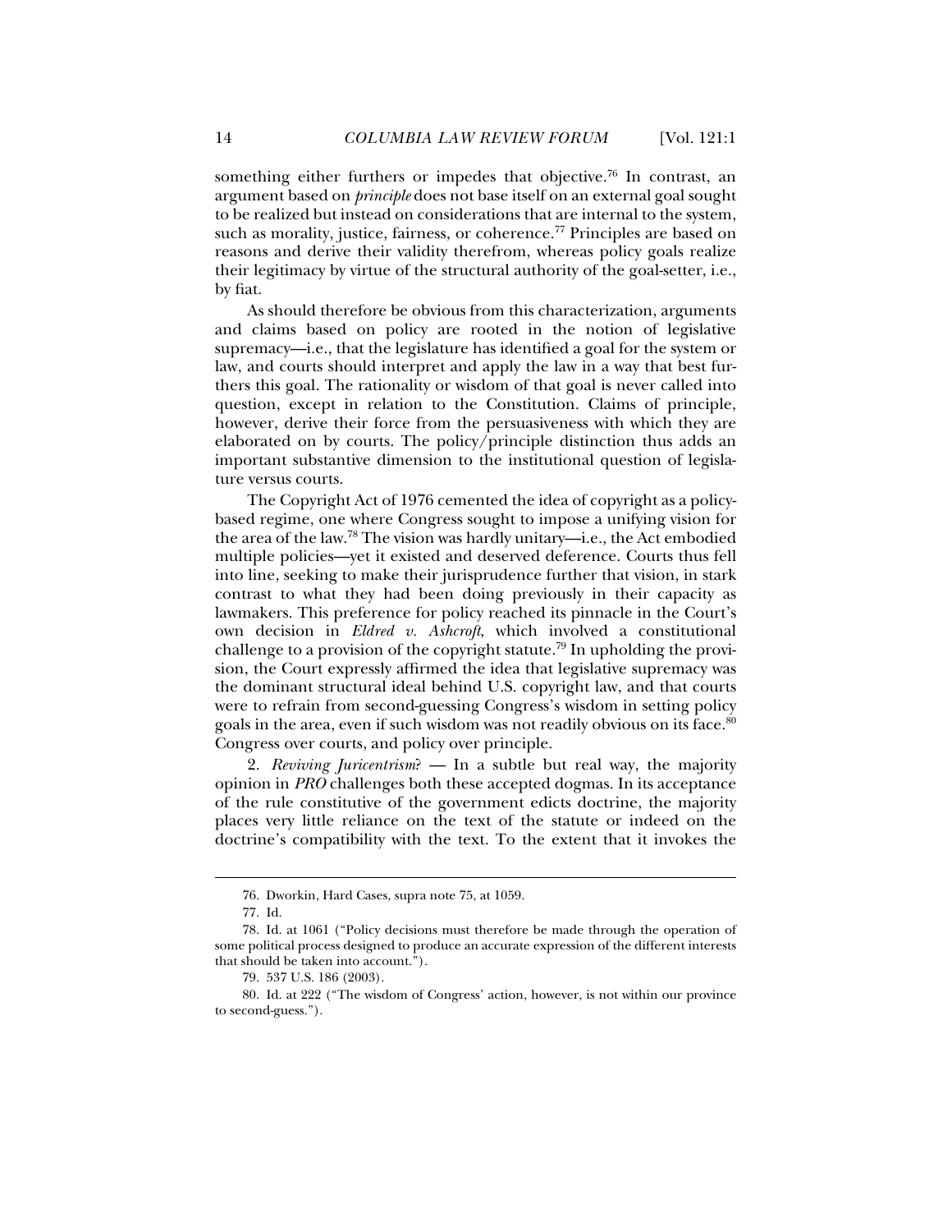something either furthers or impedes that objective.[76] In contrast, an argument based on *principle* does not base itself on an external goal sought to be realized but instead on considerations that are internal to the system, such as morality, justice, fairness, or coherence.[77] Principles are based on reasons and derive their validity therefrom, whereas policy goals realize their legitimacy by virtue of the structural authority of the goal-setter, i.e., by fiat.

As should therefore be obvious from this characterization, arguments and claims based on policy are rooted in the notion of legislative supremacy—i.e., that the legislature has identified a goal for the system or law, and courts should interpret and apply the law in a way that best furthers this goal. The rationality or wisdom of that goal is never called into question, except in relation to the Constitution. Claims of principle, however, derive their force from the persuasiveness with which they are elaborated on by courts. The policy/principle distinction thus adds an important substantive dimension to the institutional question of legislature versus courts.

The Copyright Act of 1976 cemented the idea of copyright as a policy-based regime, one where Congress sought to impose a unifying vision for the area of the law.[78] The vision was hardly unitary—i.e., the Act embodied multiple policies—yet it existed and deserved deference. Courts thus fell into line, seeking to make their jurisprudence further that vision, in stark contrast to what they had been doing previously in their capacity as lawmakers. This preference for policy reached its pinnacle in the Court's own decision in *Eldred v. Ashcroft*, which involved a constitutional challenge to a provision of the copyright statute.[79] In upholding the provision, the Court expressly affirmed the idea that legislative supremacy was the dominant structural ideal behind U.S. copyright law, and that courts were to refrain from second-guessing Congress's wisdom in setting policy goals in the area, even if such wisdom was not readily obvious on its face.[80] Congress over courts, and policy over principle.

2. *Reviving Juricentrism?* — In a subtle but real way, the majority opinion in *PRO* challenges both these accepted dogmas. In its acceptance of the rule constitutive of the government edicts doctrine, the majority places very little reliance on the text of the statute or indeed on the doctrine's compatibility with the text. To the extent that it invokes the

---

76. Dworkin, Hard Cases, supra note 75, at 1059.

77. Id.

78. Id. at 1061 ("Policy decisions must therefore be made through the operation of some political process designed to produce an accurate expression of the different interests that should be taken into account.").

79. 537 U.S. 186 (2003).

80. Id. at 222 ("The wisdom of Congress' action, however, is not within our province to second-guess.").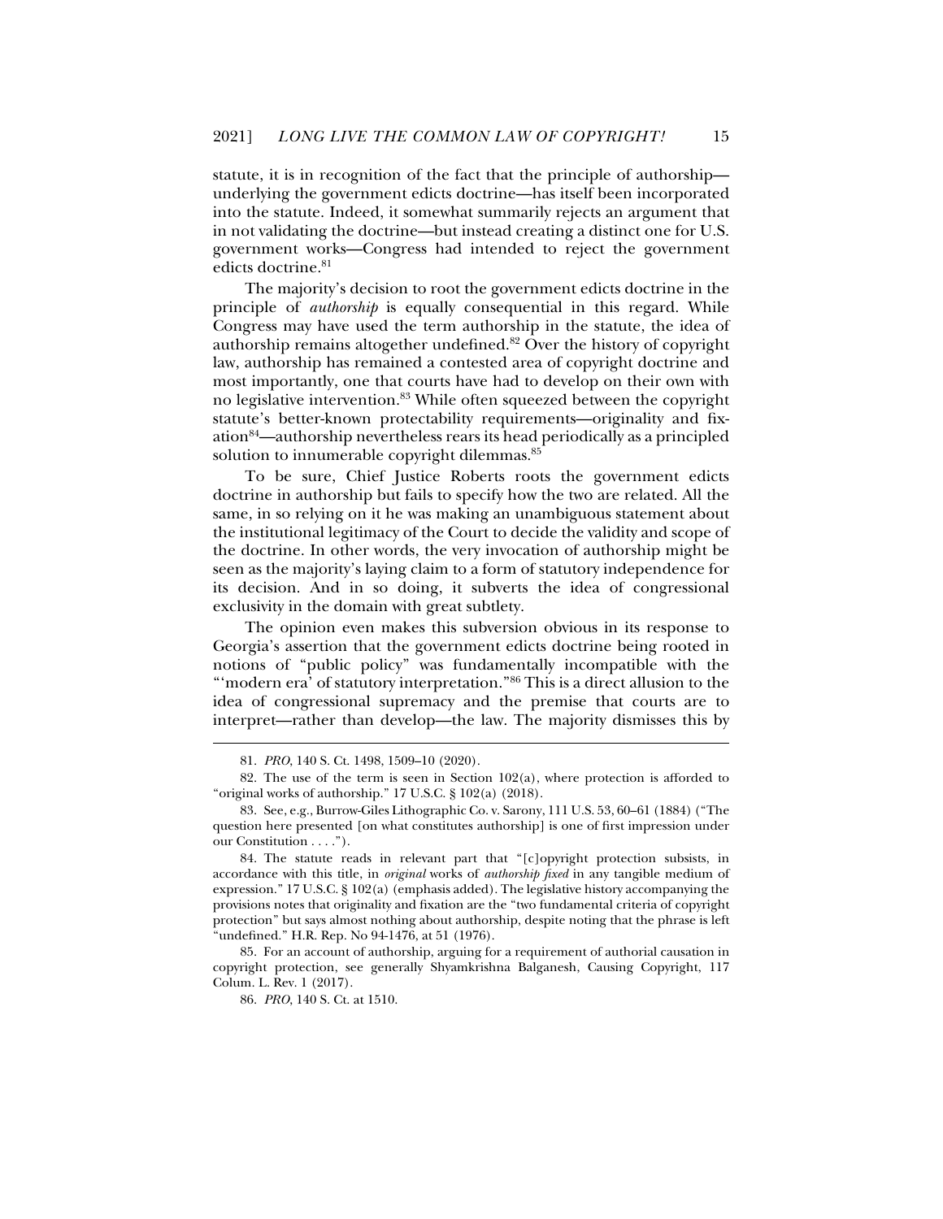statute, it is in recognition of the fact that the principle of authorship—underlying the government edicts doctrine—has itself been incorporated into the statute. Indeed, it somewhat summarily rejects an argument that in not validating the doctrine—but instead creating a distinct one for U.S. government works—Congress had intended to reject the government edicts doctrine.[81]

The majority's decision to root the government edicts doctrine in the principle of *authorship* is equally consequential in this regard. While Congress may have used the term authorship in the statute, the idea of authorship remains altogether undefined.[82] Over the history of copyright law, authorship has remained a contested area of copyright doctrine and most importantly, one that courts have had to develop on their own with no legislative intervention.[83] While often squeezed between the copyright statute's better-known protectability requirements—originality and fixation[84]—authorship nevertheless rears its head periodically as a principled solution to innumerable copyright dilemmas.[85]

To be sure, Chief Justice Roberts roots the government edicts doctrine in authorship but fails to specify how the two are related. All the same, in so relying on it he was making an unambiguous statement about the institutional legitimacy of the Court to decide the validity and scope of the doctrine. In other words, the very invocation of authorship might be seen as the majority's laying claim to a form of statutory independence for its decision. And in so doing, it subverts the idea of congressional exclusivity in the domain with great subtlety.

The opinion even makes this subversion obvious in its response to Georgia's assertion that the government edicts doctrine being rooted in notions of "public policy" was fundamentally incompatible with the "'modern era' of statutory interpretation."[86] This is a direct allusion to the idea of congressional supremacy and the premise that courts are to interpret—rather than develop—the law. The majority dismisses this by

---

81. *PRO*, 140 S. Ct. 1498, 1509–10 (2020).

82. The use of the term is seen in Section 102(a), where protection is afforded to "original works of authorship." 17 U.S.C. § 102(a) (2018).

83. See, e.g., Burrow-Giles Lithographic Co. v. Sarony, 111 U.S. 53, 60–61 (1884) ("The question here presented [on what constitutes authorship] is one of first impression under our Constitution . . . .").

84. The statute reads in relevant part that "[c]opyright protection subsists, in accordance with this title, in *original* works of *authorship fixed* in any tangible medium of expression." 17 U.S.C. § 102(a) (emphasis added). The legislative history accompanying the provisions notes that originality and fixation are the "two fundamental criteria of copyright protection" but says almost nothing about authorship, despite noting that the phrase is left "undefined." H.R. Rep. No 94-1476, at 51 (1976).

85. For an account of authorship, arguing for a requirement of authorial causation in copyright protection, see generally Shyamkrishna Balganesh, Causing Copyright, 117 Colum. L. Rev. 1 (2017).

86. *PRO*, 140 S. Ct. at 1510.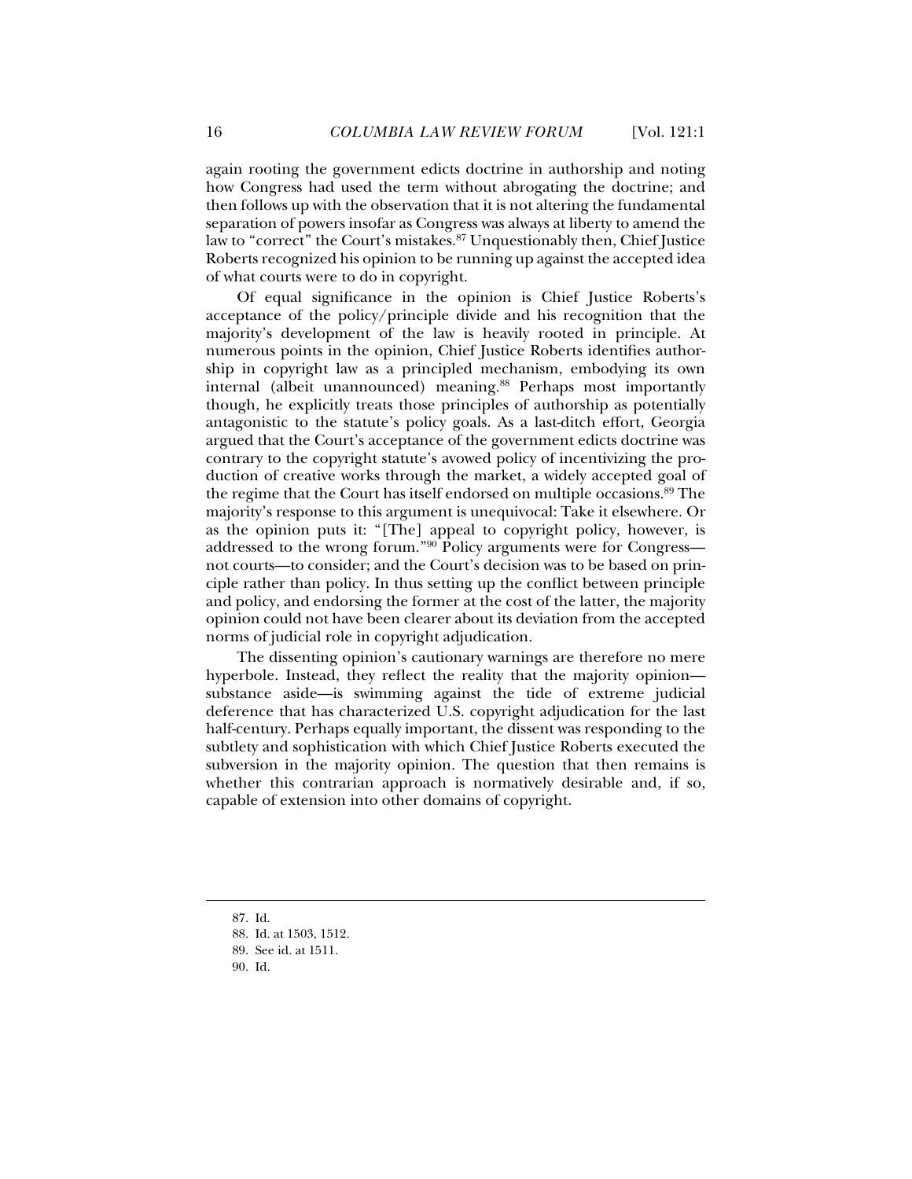again rooting the government edicts doctrine in authorship and noting how Congress had used the term without abrogating the doctrine; and then follows up with the observation that it is not altering the fundamental separation of powers insofar as Congress was always at liberty to amend the law to "correct" the Court's mistakes.[87] Unquestionably then, Chief Justice Roberts recognized his opinion to be running up against the accepted idea of what courts were to do in copyright.

Of equal significance in the opinion is Chief Justice Roberts's acceptance of the policy/principle divide and his recognition that the majority's development of the law is heavily rooted in principle. At numerous points in the opinion, Chief Justice Roberts identifies authorship in copyright law as a principled mechanism, embodying its own internal (albeit unannounced) meaning.[88] Perhaps most importantly though, he explicitly treats those principles of authorship as potentially antagonistic to the statute's policy goals. As a last-ditch effort, Georgia argued that the Court's acceptance of the government edicts doctrine was contrary to the copyright statute's avowed policy of incentivizing the production of creative works through the market, a widely accepted goal of the regime that the Court has itself endorsed on multiple occasions.[89] The majority's response to this argument is unequivocal: Take it elsewhere. Or as the opinion puts it: "[The] appeal to copyright policy, however, is addressed to the wrong forum."[90] Policy arguments were for Congress—not courts—to consider; and the Court's decision was to be based on principle rather than policy. In thus setting up the conflict between principle and policy, and endorsing the former at the cost of the latter, the majority opinion could not have been clearer about its deviation from the accepted norms of judicial role in copyright adjudication.

The dissenting opinion's cautionary warnings are therefore no mere hyperbole. Instead, they reflect the reality that the majority opinion—substance aside—is swimming against the tide of extreme judicial deference that has characterized U.S. copyright adjudication for the last half-century. Perhaps equally important, the dissent was responding to the subtlety and sophistication with which Chief Justice Roberts executed the subversion in the majority opinion. The question that then remains is whether this contrarian approach is normatively desirable and, if so, capable of extension into other domains of copyright.

---

87. Id.

88. Id. at 1503, 1512.

89. See id. at 1511.

90. Id.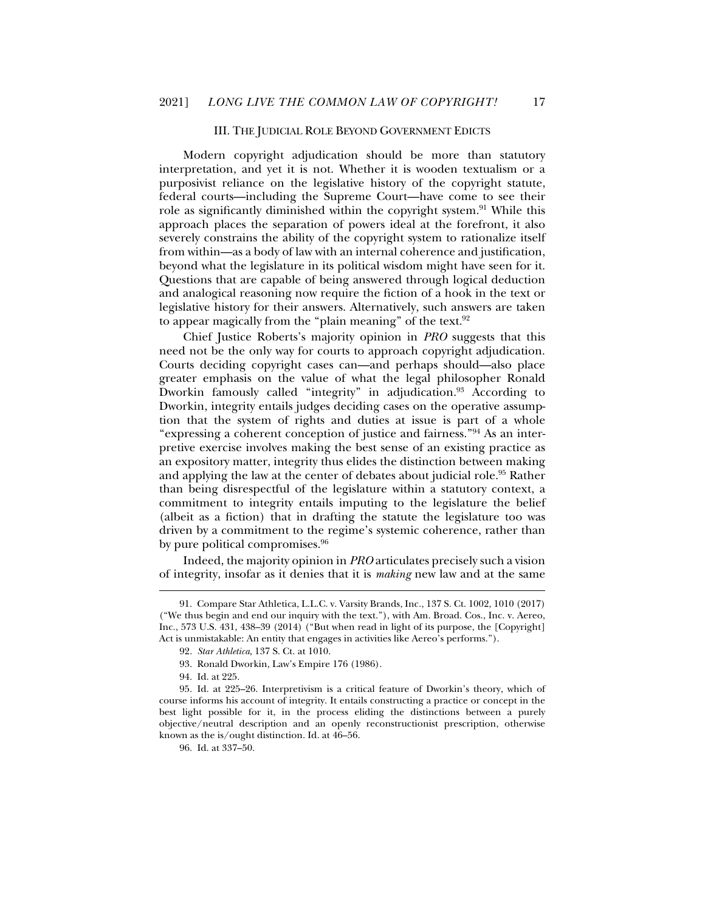## III. THE JUDICIAL ROLE BEYOND GOVERNMENT EDICTS

Modern copyright adjudication should be more than statutory interpretation, and yet it is not. Whether it is wooden textualism or a purposivist reliance on the legislative history of the copyright statute, federal courts—including the Supreme Court—have come to see their role as significantly diminished within the copyright system.[91] While this approach places the separation of powers ideal at the forefront, it also severely constrains the ability of the copyright system to rationalize itself from within—as a body of law with an internal coherence and justification, beyond what the legislature in its political wisdom might have seen for it. Questions that are capable of being answered through logical deduction and analogical reasoning now require the fiction of a hook in the text or legislative history for their answers. Alternatively, such answers are taken to appear magically from the "plain meaning" of the text.[92]

Chief Justice Roberts's majority opinion in *PRO* suggests that this need not be the only way for courts to approach copyright adjudication. Courts deciding copyright cases can—and perhaps should—also place greater emphasis on the value of what the legal philosopher Ronald Dworkin famously called "integrity" in adjudication.[93] According to Dworkin, integrity entails judges deciding cases on the operative assumption that the system of rights and duties at issue is part of a whole "expressing a coherent conception of justice and fairness."[94] As an interpretive exercise involves making the best sense of an existing practice as an expository matter, integrity thus elides the distinction between making and applying the law at the center of debates about judicial role.[95] Rather than being disrespectful of the legislature within a statutory context, a commitment to integrity entails imputing to the legislature the belief (albeit as a fiction) that in drafting the statute the legislature too was driven by a commitment to the regime's systemic coherence, rather than by pure political compromises.[96]

Indeed, the majority opinion in *PRO* articulates precisely such a vision of integrity, insofar as it denies that it is *making* new law and at the same

---

91. Compare Star Athletica, L.L.C. v. Varsity Brands, Inc., 137 S. Ct. 1002, 1010 (2017) ("We thus begin and end our inquiry with the text."), with Am. Broad. Cos., Inc. v. Aereo, Inc., 573 U.S. 431, 438–39 (2014) ("But when read in light of its purpose, the [Copyright] Act is unmistakable: An entity that engages in activities like Aereo's performs.").

92. *Star Athletica*, 137 S. Ct. at 1010.

93. Ronald Dworkin, Law's Empire 176 (1986).

94. Id. at 225.

95. Id. at 225–26. Interpretivism is a critical feature of Dworkin's theory, which of course informs his account of integrity. It entails constructing a practice or concept in the best light possible for it, in the process eliding the distinctions between a purely objective/neutral description and an openly reconstructionist prescription, otherwise known as the is/ought distinction. Id. at 46–56.

96. Id. at 337–50.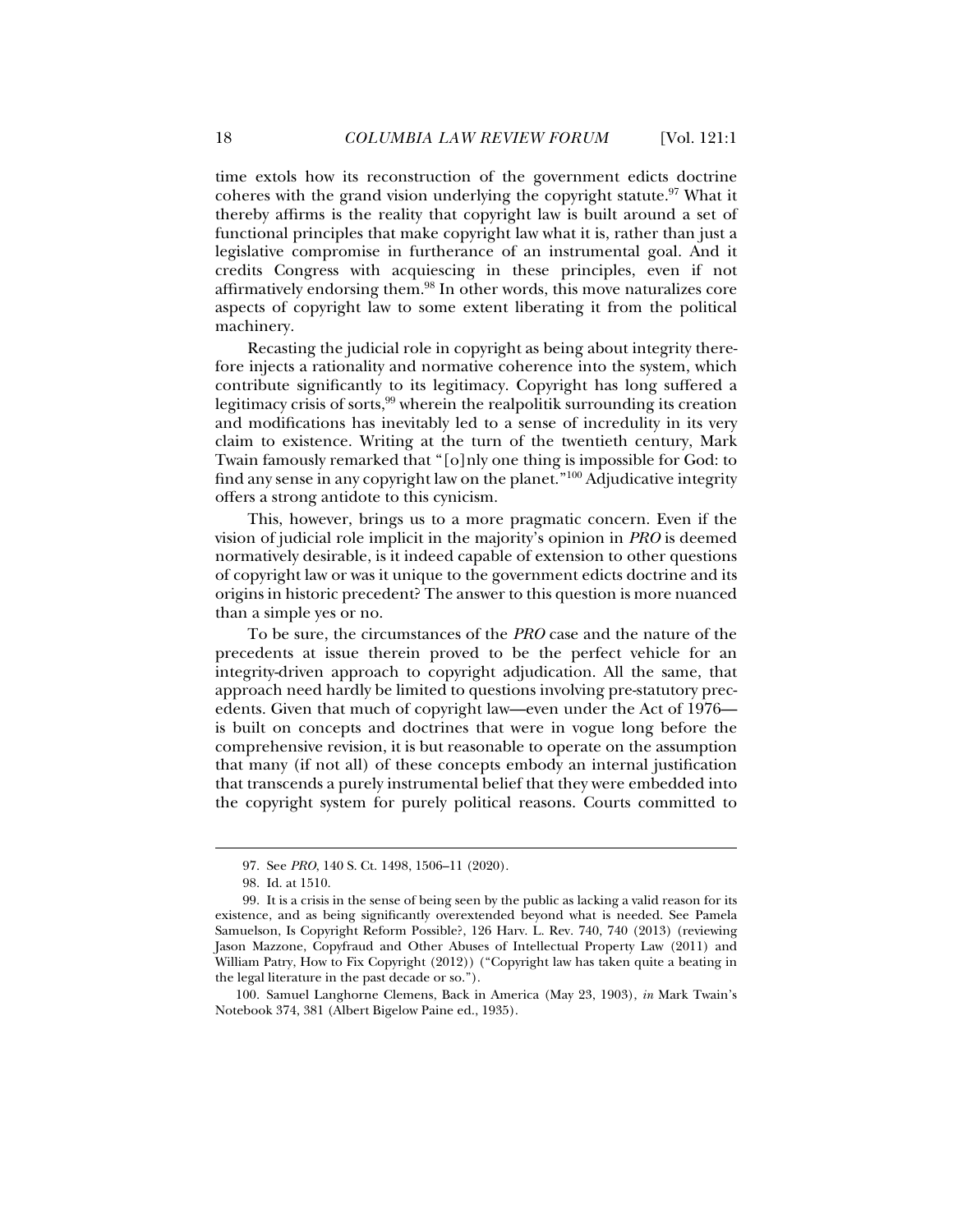time extols how its reconstruction of the government edicts doctrine coheres with the grand vision underlying the copyright statute.[97] What it thereby affirms is the reality that copyright law is built around a set of functional principles that make copyright law what it is, rather than just a legislative compromise in furtherance of an instrumental goal. And it credits Congress with acquiescing in these principles, even if not affirmatively endorsing them.[98] In other words, this move naturalizes core aspects of copyright law to some extent liberating it from the political machinery.

Recasting the judicial role in copyright as being about integrity therefore injects a rationality and normative coherence into the system, which contribute significantly to its legitimacy. Copyright has long suffered a legitimacy crisis of sorts,[99] wherein the realpolitik surrounding its creation and modifications has inevitably led to a sense of incredulity in its very claim to existence. Writing at the turn of the twentieth century, Mark Twain famously remarked that "[o]nly one thing is impossible for God: to find any sense in any copyright law on the planet."[100] Adjudicative integrity offers a strong antidote to this cynicism.

This, however, brings us to a more pragmatic concern. Even if the vision of judicial role implicit in the majority's opinion in *PRO* is deemed normatively desirable, is it indeed capable of extension to other questions of copyright law or was it unique to the government edicts doctrine and its origins in historic precedent? The answer to this question is more nuanced than a simple yes or no.

To be sure, the circumstances of the *PRO* case and the nature of the precedents at issue therein proved to be the perfect vehicle for an integrity-driven approach to copyright adjudication. All the same, that approach need hardly be limited to questions involving pre-statutory precedents. Given that much of copyright law—even under the Act of 1976—is built on concepts and doctrines that were in vogue long before the comprehensive revision, it is but reasonable to operate on the assumption that many (if not all) of these concepts embody an internal justification that transcends a purely instrumental belief that they were embedded into the copyright system for purely political reasons. Courts committed to

---

97. See *PRO*, 140 S. Ct. 1498, 1506–11 (2020).

98. Id. at 1510.

99. It is a crisis in the sense of being seen by the public as lacking a valid reason for its existence, and as being significantly overextended beyond what is needed. See Pamela Samuelson, Is Copyright Reform Possible?, 126 Harv. L. Rev. 740, 740 (2013) (reviewing Jason Mazzone, Copyfraud and Other Abuses of Intellectual Property Law (2011) and William Patry, How to Fix Copyright (2012)) ("Copyright law has taken quite a beating in the legal literature in the past decade or so.").

100. Samuel Langhorne Clemens, Back in America (May 23, 1903), *in* Mark Twain's Notebook 374, 381 (Albert Bigelow Paine ed., 1935).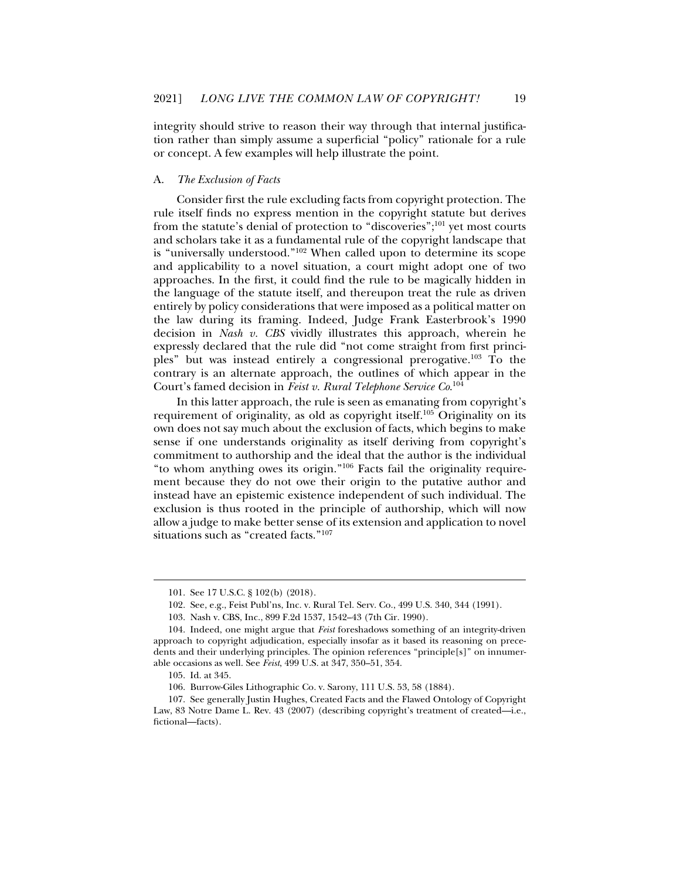integrity should strive to reason their way through that internal justification rather than simply assume a superficial "policy" rationale for a rule or concept. A few examples will help illustrate the point.

### A. *The Exclusion of Facts*

Consider first the rule excluding facts from copyright protection. The rule itself finds no express mention in the copyright statute but derives from the statute's denial of protection to "discoveries";[101] yet most courts and scholars take it as a fundamental rule of the copyright landscape that is "universally understood."[102] When called upon to determine its scope and applicability to a novel situation, a court might adopt one of two approaches. In the first, it could find the rule to be magically hidden in the language of the statute itself, and thereupon treat the rule as driven entirely by policy considerations that were imposed as a political matter on the law during its framing. Indeed, Judge Frank Easterbrook's 1990 decision in *Nash v. CBS* vividly illustrates this approach, wherein he expressly declared that the rule did "not come straight from first principles" but was instead entirely a congressional prerogative.[103] To the contrary is an alternate approach, the outlines of which appear in the Court's famed decision in *Feist v. Rural Telephone Service Co*.[104]

In this latter approach, the rule is seen as emanating from copyright's requirement of originality, as old as copyright itself.[105] Originality on its own does not say much about the exclusion of facts, which begins to make sense if one understands originality as itself deriving from copyright's commitment to authorship and the ideal that the author is the individual "to whom anything owes its origin."[106] Facts fail the originality requirement because they do not owe their origin to the putative author and instead have an epistemic existence independent of such individual. The exclusion is thus rooted in the principle of authorship, which will now allow a judge to make better sense of its extension and application to novel situations such as "created facts."[107]

---

101. See 17 U.S.C. § 102(b) (2018).

102. See, e.g., Feist Publ'ns, Inc. v. Rural Tel. Serv. Co., 499 U.S. 340, 344 (1991).

103. Nash v. CBS, Inc., 899 F.2d 1537, 1542–43 (7th Cir. 1990).

104. Indeed, one might argue that *Feist* foreshadows something of an integrity-driven approach to copyright adjudication, especially insofar as it based its reasoning on precedents and their underlying principles. The opinion references "principle[s]" on innumerable occasions as well. See *Feist*, 499 U.S. at 347, 350–51, 354.

105. Id. at 345.

106. Burrow-Giles Lithographic Co. v. Sarony, 111 U.S. 53, 58 (1884).

107. See generally Justin Hughes, Created Facts and the Flawed Ontology of Copyright Law, 83 Notre Dame L. Rev. 43 (2007) (describing copyright's treatment of created—i.e., fictional—facts).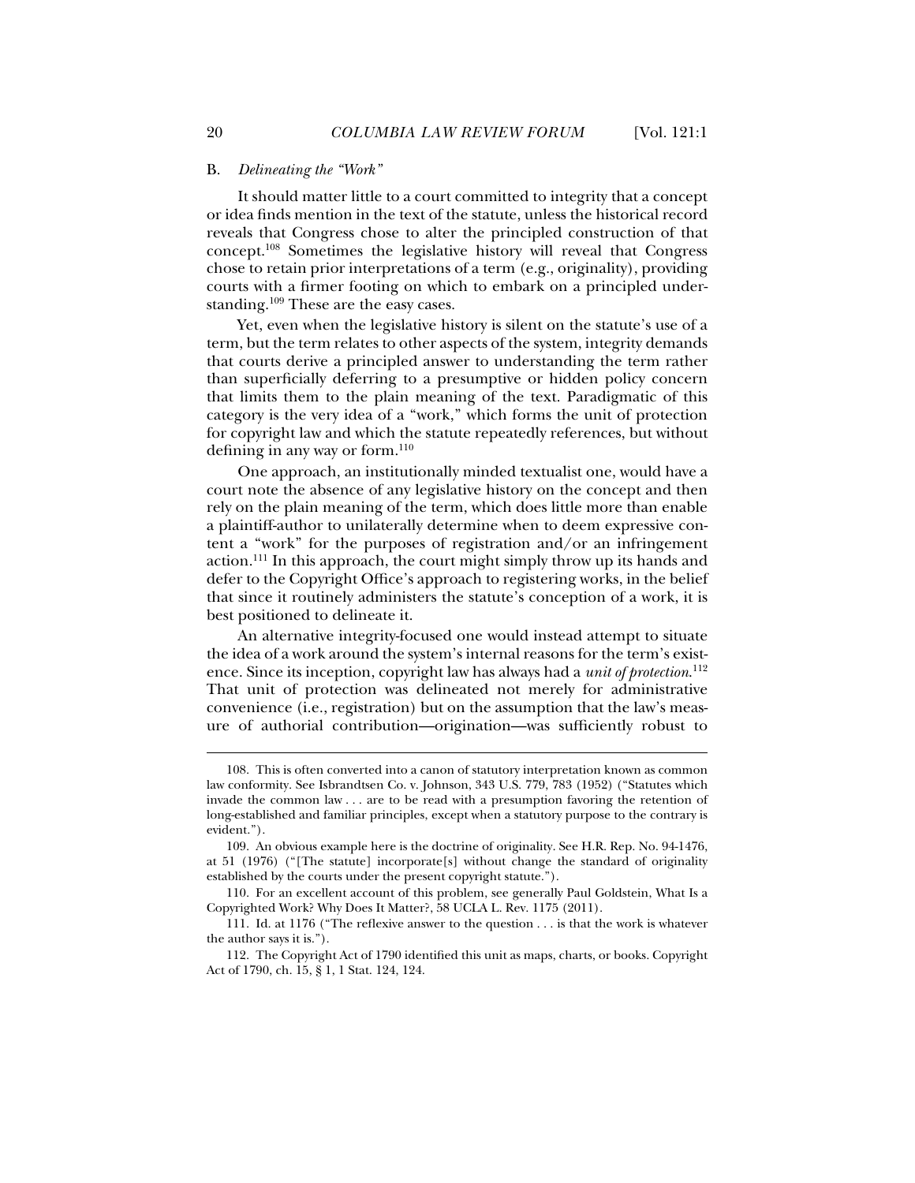### B. *Delineating the "Work"*

It should matter little to a court committed to integrity that a concept or idea finds mention in the text of the statute, unless the historical record reveals that Congress chose to alter the principled construction of that concept.[108] Sometimes the legislative history will reveal that Congress chose to retain prior interpretations of a term (e.g., originality), providing courts with a firmer footing on which to embark on a principled understanding.[109] These are the easy cases.

Yet, even when the legislative history is silent on the statute's use of a term, but the term relates to other aspects of the system, integrity demands that courts derive a principled answer to understanding the term rather than superficially deferring to a presumptive or hidden policy concern that limits them to the plain meaning of the text. Paradigmatic of this category is the very idea of a "work," which forms the unit of protection for copyright law and which the statute repeatedly references, but without defining in any way or form.[110]

One approach, an institutionally minded textualist one, would have a court note the absence of any legislative history on the concept and then rely on the plain meaning of the term, which does little more than enable a plaintiff-author to unilaterally determine when to deem expressive content a "work" for the purposes of registration and/or an infringement action.[111] In this approach, the court might simply throw up its hands and defer to the Copyright Office's approach to registering works, in the belief that since it routinely administers the statute's conception of a work, it is best positioned to delineate it.

An alternative integrity-focused one would instead attempt to situate the idea of a work around the system's internal reasons for the term's existence. Since its inception, copyright law has always had a *unit of protection*.[112] That unit of protection was delineated not merely for administrative convenience (i.e., registration) but on the assumption that the law's measure of authorial contribution—origination—was sufficiently robust to

---

108. This is often converted into a canon of statutory interpretation known as common law conformity. See Isbrandtsen Co. v. Johnson, 343 U.S. 779, 783 (1952) ("Statutes which invade the common law . . . are to be read with a presumption favoring the retention of long-established and familiar principles, except when a statutory purpose to the contrary is evident.").

109. An obvious example here is the doctrine of originality. See H.R. Rep. No. 94-1476, at 51 (1976) ("[The statute] incorporate[s] without change the standard of originality established by the courts under the present copyright statute.").

110. For an excellent account of this problem, see generally Paul Goldstein, What Is a Copyrighted Work? Why Does It Matter?, 58 UCLA L. Rev. 1175 (2011).

111. Id. at 1176 ("The reflexive answer to the question . . . is that the work is whatever the author says it is.").

112. The Copyright Act of 1790 identified this unit as maps, charts, or books. Copyright Act of 1790, ch. 15, § 1, 1 Stat. 124, 124.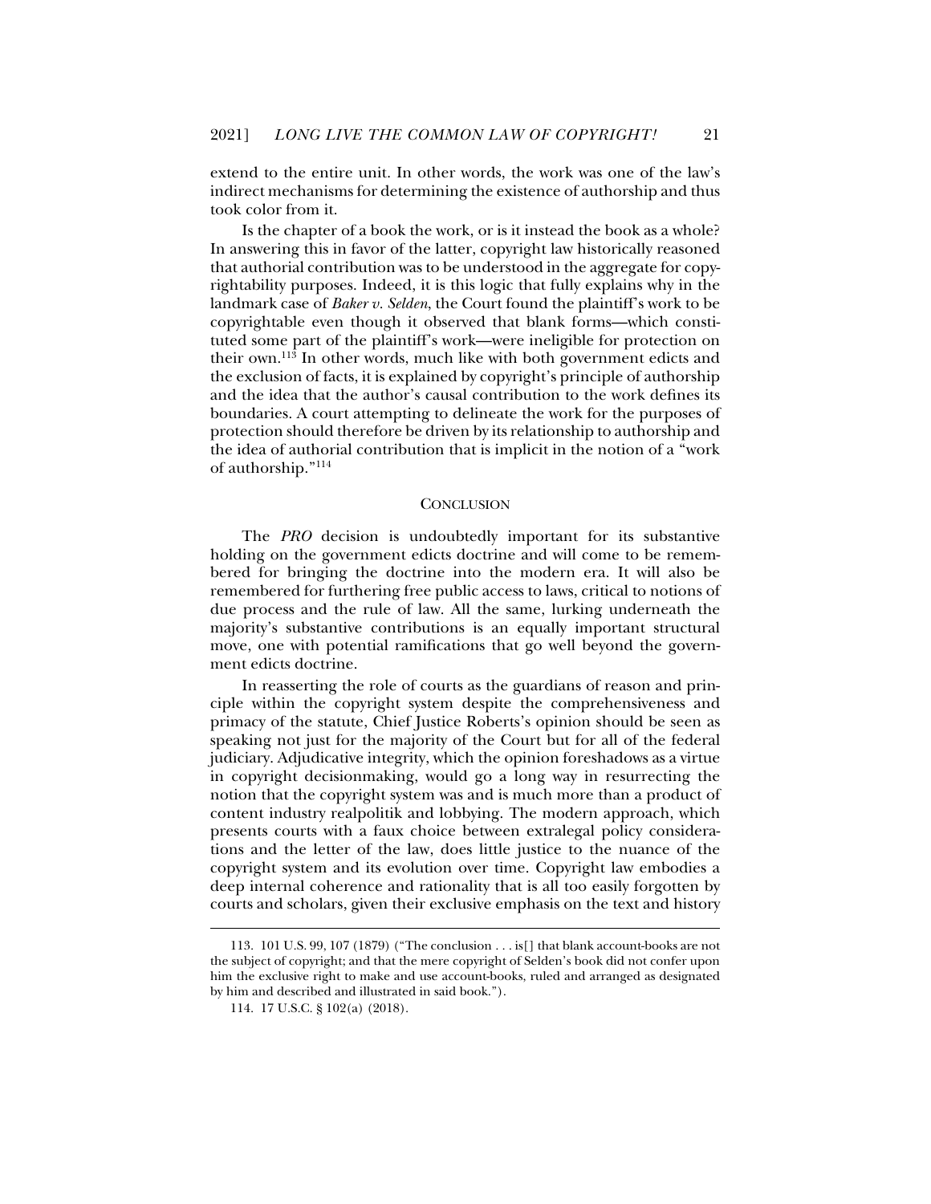extend to the entire unit. In other words, the work was one of the law's indirect mechanisms for determining the existence of authorship and thus took color from it.

Is the chapter of a book the work, or is it instead the book as a whole? In answering this in favor of the latter, copyright law historically reasoned that authorial contribution was to be understood in the aggregate for copyrightability purposes. Indeed, it is this logic that fully explains why in the landmark case of *Baker v. Selden*, the Court found the plaintiff's work to be copyrightable even though it observed that blank forms—which constituted some part of the plaintiff's work—were ineligible for protection on their own.[113] In other words, much like with both government edicts and the exclusion of facts, it is explained by copyright's principle of authorship and the idea that the author's causal contribution to the work defines its boundaries. A court attempting to delineate the work for the purposes of protection should therefore be driven by its relationship to authorship and the idea of authorial contribution that is implicit in the notion of a "work of authorship."[114]

## CONCLUSION

The *PRO* decision is undoubtedly important for its substantive holding on the government edicts doctrine and will come to be remembered for bringing the doctrine into the modern era. It will also be remembered for furthering free public access to laws, critical to notions of due process and the rule of law. All the same, lurking underneath the majority's substantive contributions is an equally important structural move, one with potential ramifications that go well beyond the government edicts doctrine.

In reasserting the role of courts as the guardians of reason and principle within the copyright system despite the comprehensiveness and primacy of the statute, Chief Justice Roberts's opinion should be seen as speaking not just for the majority of the Court but for all of the federal judiciary. Adjudicative integrity, which the opinion foreshadows as a virtue in copyright decisionmaking, would go a long way in resurrecting the notion that the copyright system was and is much more than a product of content industry realpolitik and lobbying. The modern approach, which presents courts with a faux choice between extralegal policy considerations and the letter of the law, does little justice to the nuance of the copyright system and its evolution over time. Copyright law embodies a deep internal coherence and rationality that is all too easily forgotten by courts and scholars, given their exclusive emphasis on the text and history

---

113. 101 U.S. 99, 107 (1879) ("The conclusion . . . is[] that blank account-books are not the subject of copyright; and that the mere copyright of Selden's book did not confer upon him the exclusive right to make and use account-books, ruled and arranged as designated by him and described and illustrated in said book.").

114. 17 U.S.C. § 102(a) (2018).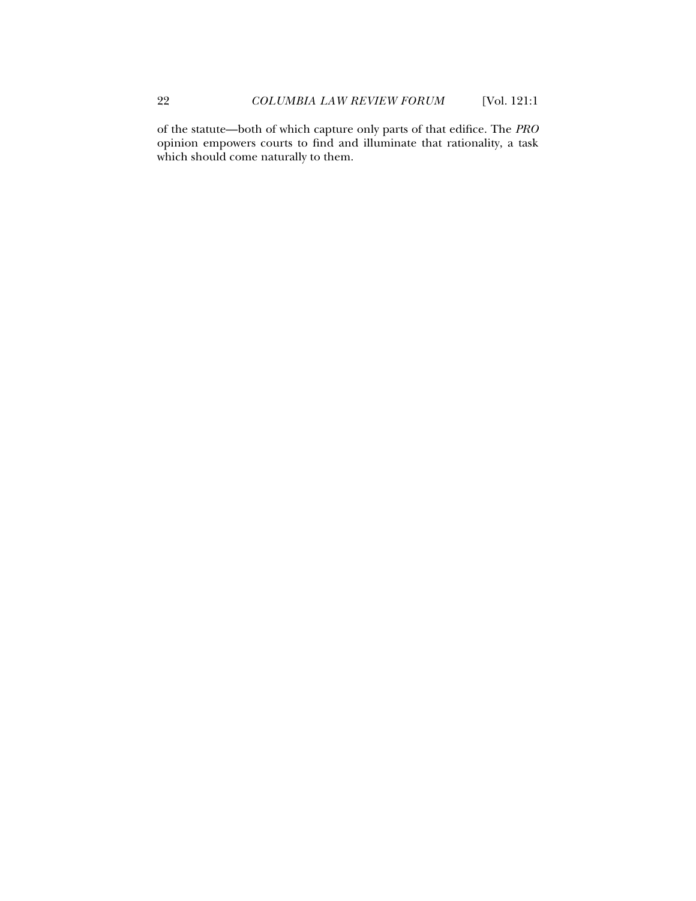of the statute—both of which capture only parts of that edifice. The *PRO* opinion empowers courts to find and illuminate that rationality, a task which should come naturally to them.